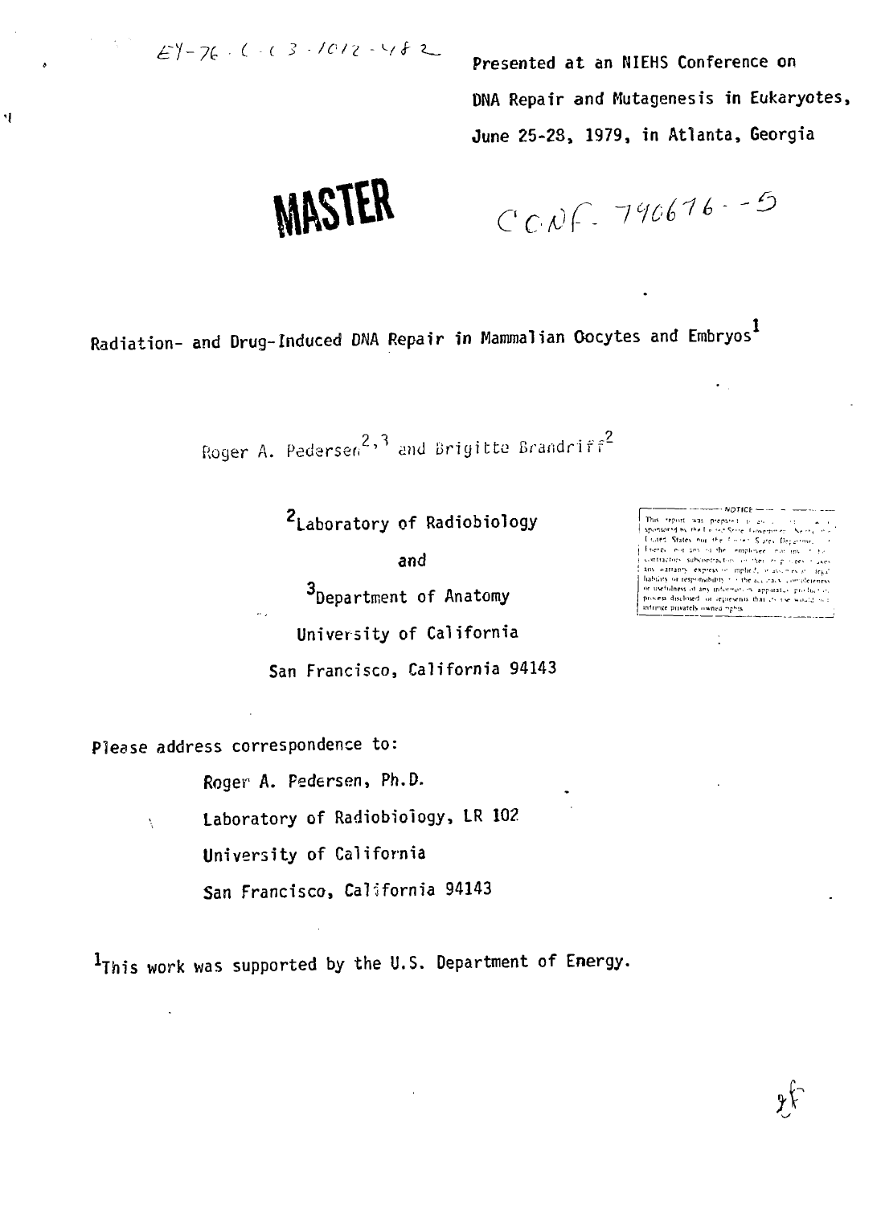EY-76-C-03-1012-482

Presented at an NIEHS Conference on DNA Repair and Mutagenesis in Eukaryotes, June 25-28, 1979, in Atlanta, Georgia

**MASTER**

CONF-790676--5

# Radiation- and Drug-Induced DNA Repair in Mammalian Oocytes and Embryos[1]

Roger A. Pedersen[2,3] and Brigitte Brandriff[2]

[2]Laboratory of Radiobiology

and

[3]Department of Anatomy

University of California

San Francisco, California 94143

NOTICE — This report was prepared as an account of work sponsored by the United States Government. Neither the United States nor the United States Department of Energy, nor any of their employees, nor any of their contractors, subcontractors, or their employees, makes any warranty, express or implied, or assumes any legal liability or responsibility for the accuracy, completeness or usefulness of any information, apparatus, product or process disclosed, or represents that its use would not infringe privately owned rights.

Please address correspondence to:

Roger A. Pedersen, Ph.D.
Laboratory of Radiobiology, LR 102
University of California
San Francisco, California 94143

[1]This work was supported by the U.S. Department of Energy.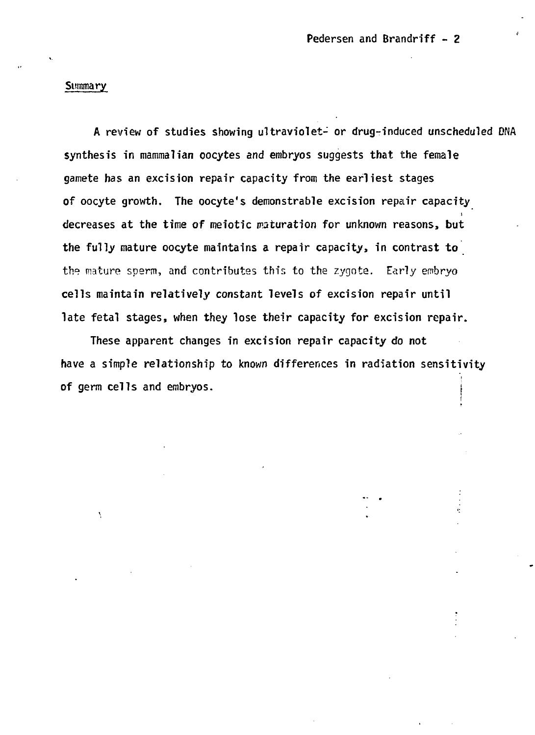## Summary

A review of studies showing ultraviolet- or drug-induced unscheduled DNA synthesis in mammalian oocytes and embryos suggests that the female gamete has an excision repair capacity from the earliest stages of oocyte growth. The oocyte's demonstrable excision repair capacity decreases at the time of meiotic maturation for unknown reasons, but the fully mature oocyte maintains a repair capacity, in contrast to the mature sperm, and contributes this to the zygote. Early embryo cells maintain relatively constant levels of excision repair until late fetal stages, when they lose their capacity for excision repair.

These apparent changes in excision repair capacity do not have a simple relationship to known differences in radiation sensitivity of germ cells and embryos.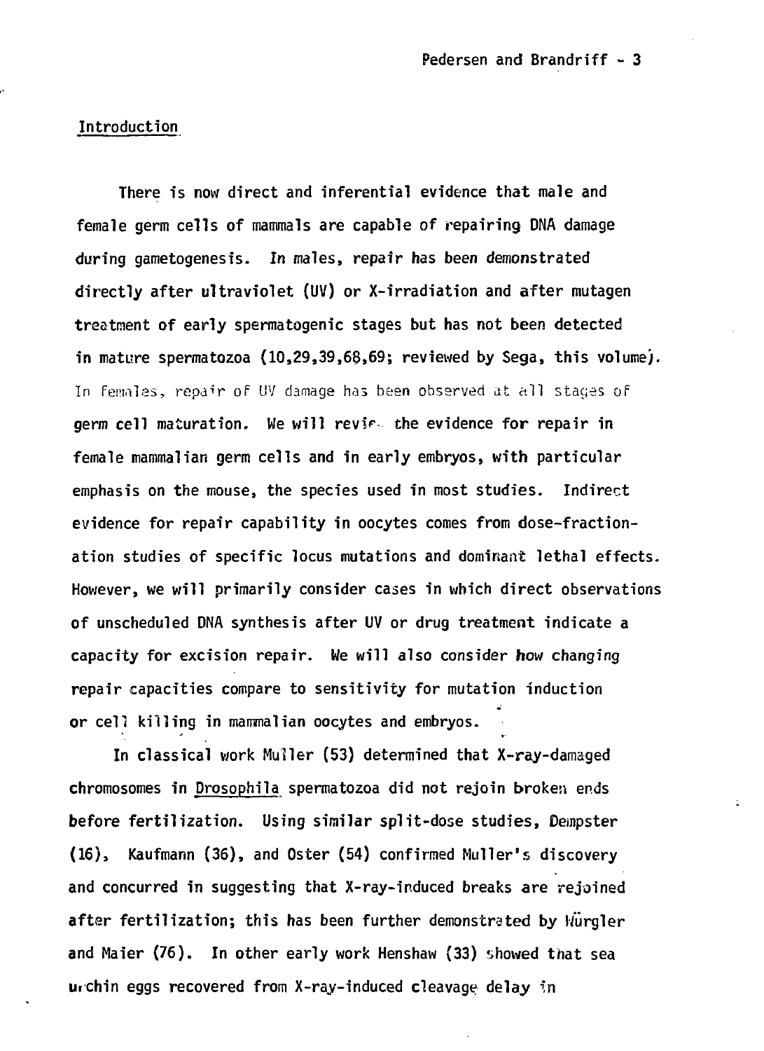## Introduction

There is now direct and inferential evidence that male and female germ cells of mammals are capable of repairing DNA damage during gametogenesis. In males, repair has been demonstrated directly after ultraviolet (UV) or X-irradiation and after mutagen treatment of early spermatogenic stages but has not been detected in mature spermatozoa (10,29,39,68,69; reviewed by Sega, this volume). In females, repair of UV damage has been observed at all stages of germ cell maturation. We will review the evidence for repair in female mammalian germ cells and in early embryos, with particular emphasis on the mouse, the species used in most studies. Indirect evidence for repair capability in oocytes comes from dose-fractionation studies of specific locus mutations and dominant lethal effects. However, we will primarily consider cases in which direct observations of unscheduled DNA synthesis after UV or drug treatment indicate a capacity for excision repair. We will also consider how changing repair capacities compare to sensitivity for mutation induction or cell killing in mammalian oocytes and embryos.

In classical work Muller (53) determined that X-ray-damaged chromosomes in Drosophila spermatozoa did not rejoin broken ends before fertilization. Using similar split-dose studies, Dempster (16), Kaufmann (36), and Oster (54) confirmed Muller's discovery and concurred in suggesting that X-ray-induced breaks are rejoined after fertilization; this has been further demonstrated by Würgler and Maier (76). In other early work Henshaw (33) showed that sea urchin eggs recovered from X-ray-induced cleavage delay in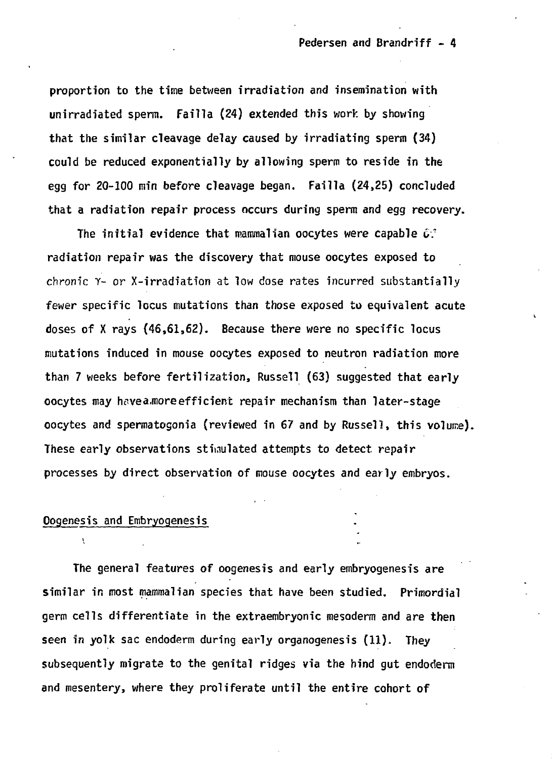proportion to the time between irradiation and insemination with unirradiated sperm. Failla (24) extended this work by showing that the similar cleavage delay caused by irradiating sperm (34) could be reduced exponentially by allowing sperm to reside in the egg for 20-100 min before cleavage began. Failla (24,25) concluded that a radiation repair process occurs during sperm and egg recovery.

The initial evidence that mammalian oocytes were capable of radiation repair was the discovery that mouse oocytes exposed to chronic $\gamma$- or X-irradiation at low dose rates incurred substantially fewer specific locus mutations than those exposed to equivalent acute doses of X rays (46,61,62). Because there were no specific locus mutations induced in mouse oocytes exposed to neutron radiation more than 7 weeks before fertilization, Russell (63) suggested that early oocytes may have a more efficient repair mechanism than later-stage oocytes and spermatogonia (reviewed in 67 and by Russell, this volume). These early observations stimulated attempts to detect repair processes by direct observation of mouse oocytes and early embryos.

## Oogenesis and Embryogenesis

The general features of oogenesis and early embryogenesis are similar in most mammalian species that have been studied. Primordial germ cells differentiate in the extraembryonic mesoderm and are then seen in yolk sac endoderm during early organogenesis (11). They subsequently migrate to the genital ridges via the hind gut endoderm and mesentery, where they proliferate until the entire cohort of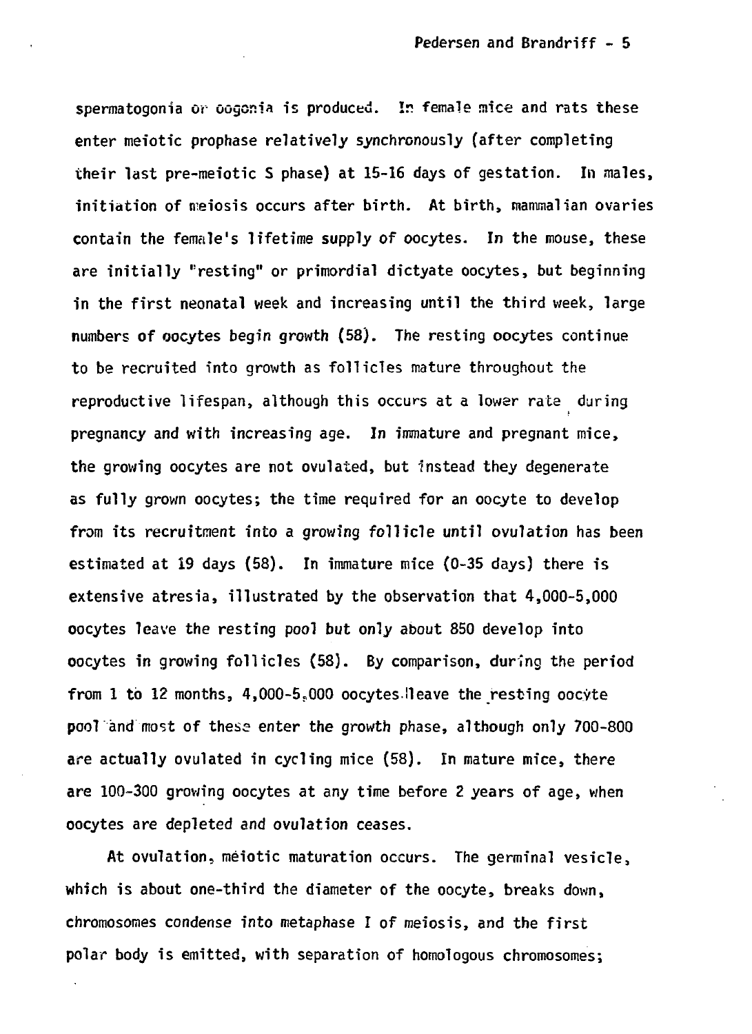spermatogonia or oogonia is produced. In female mice and rats these enter meiotic prophase relatively synchronously (after completing their last pre-meiotic S phase) at 15-16 days of gestation. In males, initiation of meiosis occurs after birth. At birth, mammalian ovaries contain the female's lifetime supply of oocytes. In the mouse, these are initially "resting" or primordial dictyate oocytes, but beginning in the first neonatal week and increasing until the third week, large numbers of oocytes begin growth (58). The resting oocytes continue to be recruited into growth as follicles mature throughout the reproductive lifespan, although this occurs at a lower rate during pregnancy and with increasing age. In immature and pregnant mice, the growing oocytes are not ovulated, but instead they degenerate as fully grown oocytes; the time required for an oocyte to develop from its recruitment into a growing follicle until ovulation has been estimated at 19 days (58). In immature mice (0-35 days) there is extensive atresia, illustrated by the observation that 4,000-5,000 oocytes leave the resting pool but only about 850 develop into oocytes in growing follicles (58). By comparison, during the period from 1 to 12 months, 4,000-5,000 oocytes leave the resting oocyte pool and most of these enter the growth phase, although only 700-800 are actually ovulated in cycling mice (58). In mature mice, there are 100-300 growing oocytes at any time before 2 years of age, when oocytes are depleted and ovulation ceases.

At ovulation, meiotic maturation occurs. The germinal vesicle, which is about one-third the diameter of the oocyte, breaks down, chromosomes condense into metaphase I of meiosis, and the first polar body is emitted, with separation of homologous chromosomes;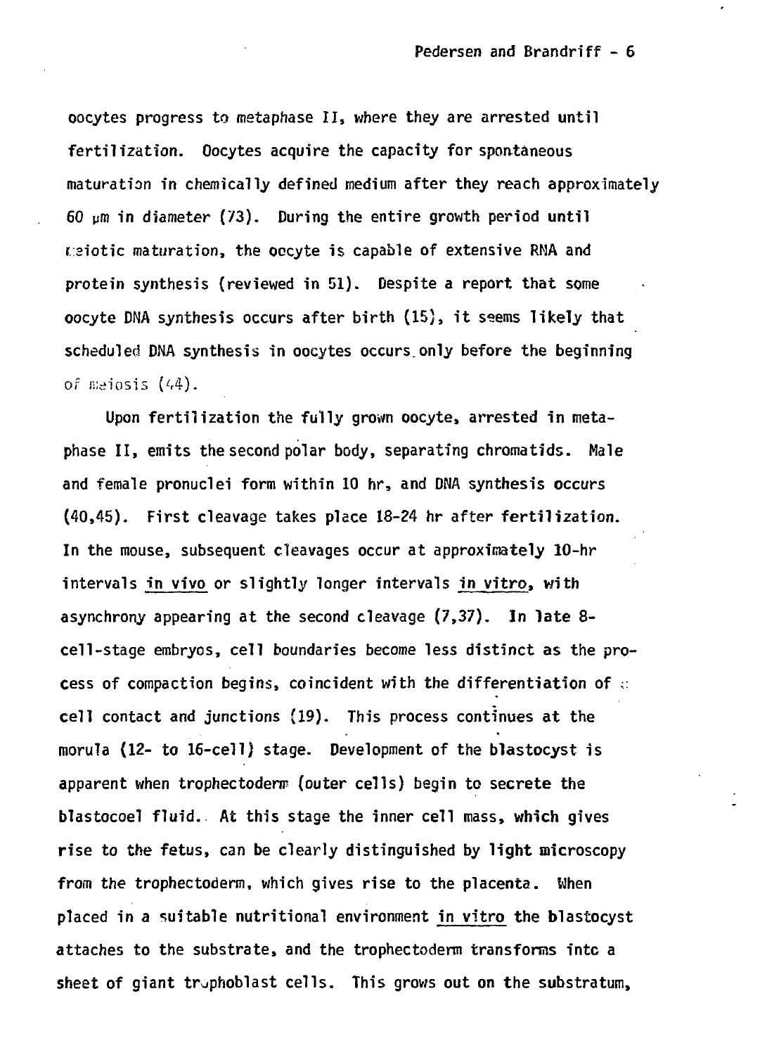oocytes progress to metaphase II, where they are arrested until fertilization. Oocytes acquire the capacity for spontaneous maturation in chemically defined medium after they reach approximately 60 μm in diameter (73). During the entire growth period until meiotic maturation, the oocyte is capable of extensive RNA and protein synthesis (reviewed in 51). Despite a report that some oocyte DNA synthesis occurs after birth (15), it seems likely that scheduled DNA synthesis in oocytes occurs only before the beginning of meiosis (44).

Upon fertilization the fully grown oocyte, arrested in metaphase II, emits the second polar body, separating chromatids. Male and female pronuclei form within 10 hr, and DNA synthesis occurs (40,45). First cleavage takes place 18-24 hr after fertilization. In the mouse, subsequent cleavages occur at approximately 10-hr intervals *in vivo* or slightly longer intervals *in vitro*, with asynchrony appearing at the second cleavage (7,37). In late 8-cell-stage embryos, cell boundaries become less distinct as the process of compaction begins, coincident with the differentiation of cell contact and junctions (19). This process continues at the morula (12- to 16-cell) stage. Development of the blastocyst is apparent when trophectoderm (outer cells) begin to secrete the blastocoel fluid. At this stage the inner cell mass, which gives rise to the fetus, can be clearly distinguished by light microscopy from the trophectoderm, which gives rise to the placenta. When placed in a suitable nutritional environment *in vitro* the blastocyst attaches to the substrate, and the trophectoderm transforms into a sheet of giant trophoblast cells. This grows out on the substratum,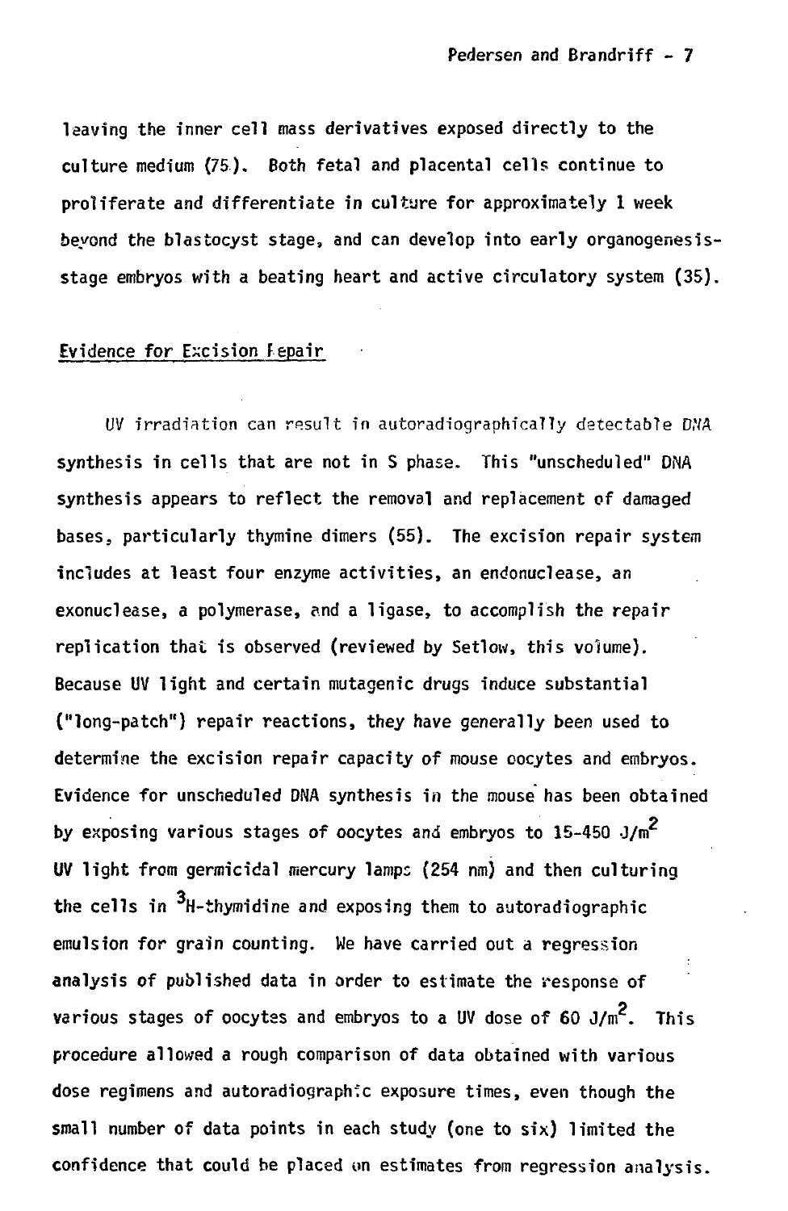leaving the inner cell mass derivatives exposed directly to the culture medium (75). Both fetal and placental cells continue to proliferate and differentiate in culture for approximately 1 week beyond the blastocyst stage, and can develop into early organogenesis-stage embryos with a beating heart and active circulatory system (35).

## Evidence for Excision Repair

UV irradiation can result in autoradiographically detectable DNA synthesis in cells that are not in S phase. This "unscheduled" DNA synthesis appears to reflect the removal and replacement of damaged bases, particularly thymine dimers (55). The excision repair system includes at least four enzyme activities, an endonuclease, an exonuclease, a polymerase, and a ligase, to accomplish the repair replication that is observed (reviewed by Setlow, this volume). Because UV light and certain mutagenic drugs induce substantial ("long-patch") repair reactions, they have generally been used to determine the excision repair capacity of mouse oocytes and embryos. Evidence for unscheduled DNA synthesis in the mouse has been obtained by exposing various stages of oocytes and embryos to 15-450 $J/m^2$ UV light from germicidal mercury lamps (254 nm) and then culturing the cells in $^3H$-thymidine and exposing them to autoradiographic emulsion for grain counting. We have carried out a regression analysis of published data in order to estimate the response of various stages of oocytes and embryos to a UV dose of 60 $J/m^2$. This procedure allowed a rough comparison of data obtained with various dose regimens and autoradiographic exposure times, even though the small number of data points in each study (one to six) limited the confidence that could be placed on estimates from regression analysis.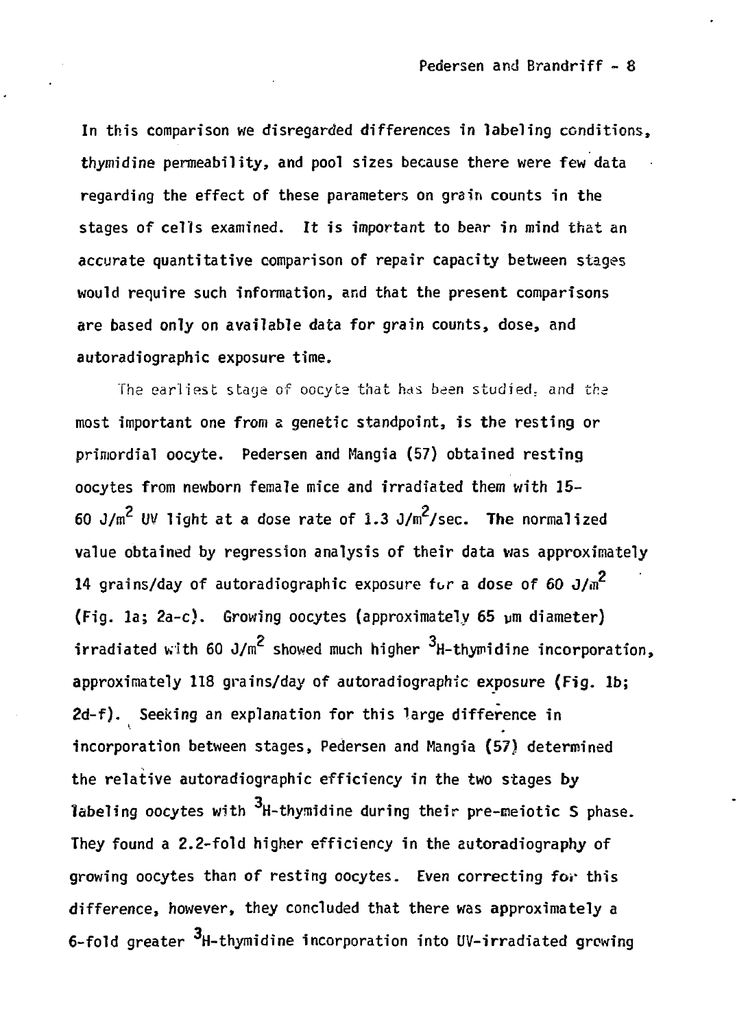In this comparison we disregarded differences in labeling conditions, thymidine permeability, and pool sizes because there were few data regarding the effect of these parameters on grain counts in the stages of cells examined. It is important to bear in mind that an accurate quantitative comparison of repair capacity between stages would require such information, and that the present comparisons are based only on available data for grain counts, dose, and autoradiographic exposure time.

The earliest stage of oocyte that has been studied, and the most important one from a genetic standpoint, is the resting or primordial oocyte. Pedersen and Mangia (57) obtained resting oocytes from newborn female mice and irradiated them with 15-60 $J/m^2$ UV light at a dose rate of 1.3 $J/m^2/sec$. The normalized value obtained by regression analysis of their data was approximately 14 grains/day of autoradiographic exposure for a dose of 60 $J/m^2$ (Fig. 1a; 2a-c). Growing oocytes (approximately 65 μm diameter) irradiated with 60 $J/m^2$ showed much higher $^3H$-thymidine incorporation, approximately 118 grains/day of autoradiographic exposure (Fig. 1b; 2d-f). Seeking an explanation for this large difference in incorporation between stages, Pedersen and Mangia (57) determined the relative autoradiographic efficiency in the two stages by labeling oocytes with $^3H$-thymidine during their pre-meiotic S phase. They found a 2.2-fold higher efficiency in the autoradiography of growing oocytes than of resting oocytes. Even correcting for this difference, however, they concluded that there was approximately a 6-fold greater $^3H$-thymidine incorporation into UV-irradiated growing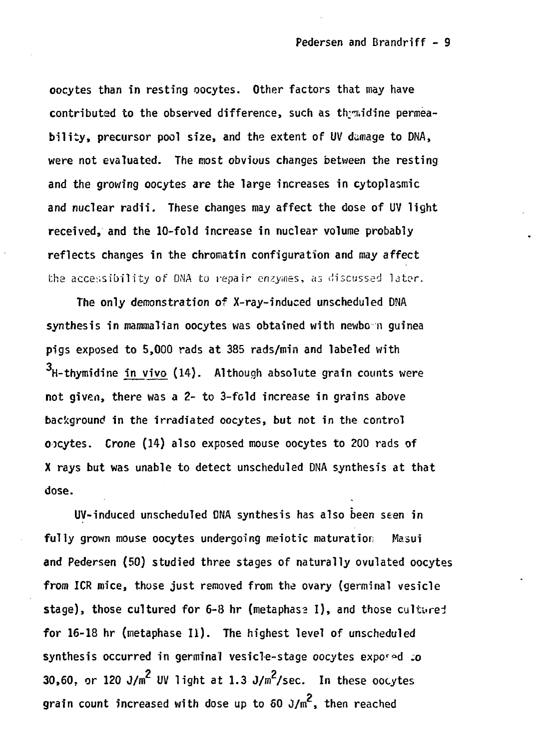oocytes than in resting oocytes. Other factors that may have contributed to the observed difference, such as thymidine permeability, precursor pool size, and the extent of UV damage to DNA, were not evaluated. The most obvious changes between the resting and the growing oocytes are the large increases in cytoplasmic and nuclear radii. These changes may affect the dose of UV light received, and the 10-fold increase in nuclear volume probably reflects changes in the chromatin configuration and may affect the accessibility of DNA to repair enzymes, as discussed later.

The only demonstration of X-ray-induced unscheduled DNA synthesis in mammalian oocytes was obtained with newborn guinea pigs exposed to 5,000 rads at 385 rads/min and labeled with $^{3}$H-thymidine *in vivo* (14). Although absolute grain counts were not given, there was a 2- to 3-fold increase in grains above background in the irradiated oocytes, but not in the control oocytes. Crone (14) also exposed mouse oocytes to 200 rads of X rays but was unable to detect unscheduled DNA synthesis at that dose.

UV-induced unscheduled DNA synthesis has also been seen in fully grown mouse oocytes undergoing meiotic maturation. Masui and Pedersen (50) studied three stages of naturally ovulated oocytes from ICR mice, those just removed from the ovary (germinal vesicle stage), those cultured for 6-8 hr (metaphase I), and those cultured for 16-18 hr (metaphase II). The highest level of unscheduled synthesis occurred in germinal vesicle-stage oocytes exposed to 30,60, or 120 J/m$^2$ UV light at 1.3 J/m$^2$/sec. In these oocytes grain count increased with dose up to 60 J/m$^2$, then reached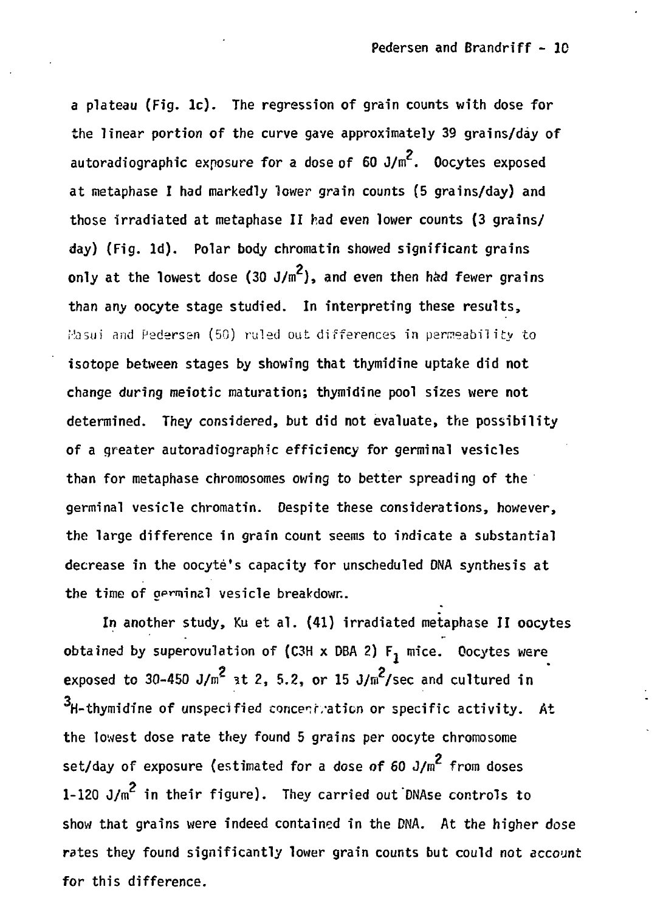a plateau (Fig. 1c). The regression of grain counts with dose for the linear portion of the curve gave approximately 39 grains/day of autoradiographic exposure for a dose of 60 $J/m^2$. Oocytes exposed at metaphase I had markedly lower grain counts (5 grains/day) and those irradiated at metaphase II had even lower counts (3 grains/day) (Fig. 1d). Polar body chromatin showed significant grains only at the lowest dose (30 $J/m^2$), and even then had fewer grains than any oocyte stage studied. In interpreting these results, Masui and Pedersen (50) ruled out differences in permeability to isotope between stages by showing that thymidine uptake did not change during meiotic maturation; thymidine pool sizes were not determined. They considered, but did not evaluate, the possibility of a greater autoradiographic efficiency for germinal vesicles than for metaphase chromosomes owing to better spreading of the germinal vesicle chromatin. Despite these considerations, however, the large difference in grain count seems to indicate a substantial decrease in the oocyte's capacity for unscheduled DNA synthesis at the time of germinal vesicle breakdown.

In another study, Ku et al. (41) irradiated metaphase II oocytes obtained by superovulation of (C3H x DBA 2) $F_1$ mice. Oocytes were exposed to 30-450 $J/m^2$ at 2, 5.2, or 15 $J/m^2$/sec and cultured in $^3$H-thymidine of unspecified concentration or specific activity. At the lowest dose rate they found 5 grains per oocyte chromosome set/day of exposure (estimated for a dose of 60 $J/m^2$ from doses 1-120 $J/m^2$ in their figure). They carried out DNAse controls to show that grains were indeed contained in the DNA. At the higher dose rates they found significantly lower grain counts but could not account for this difference.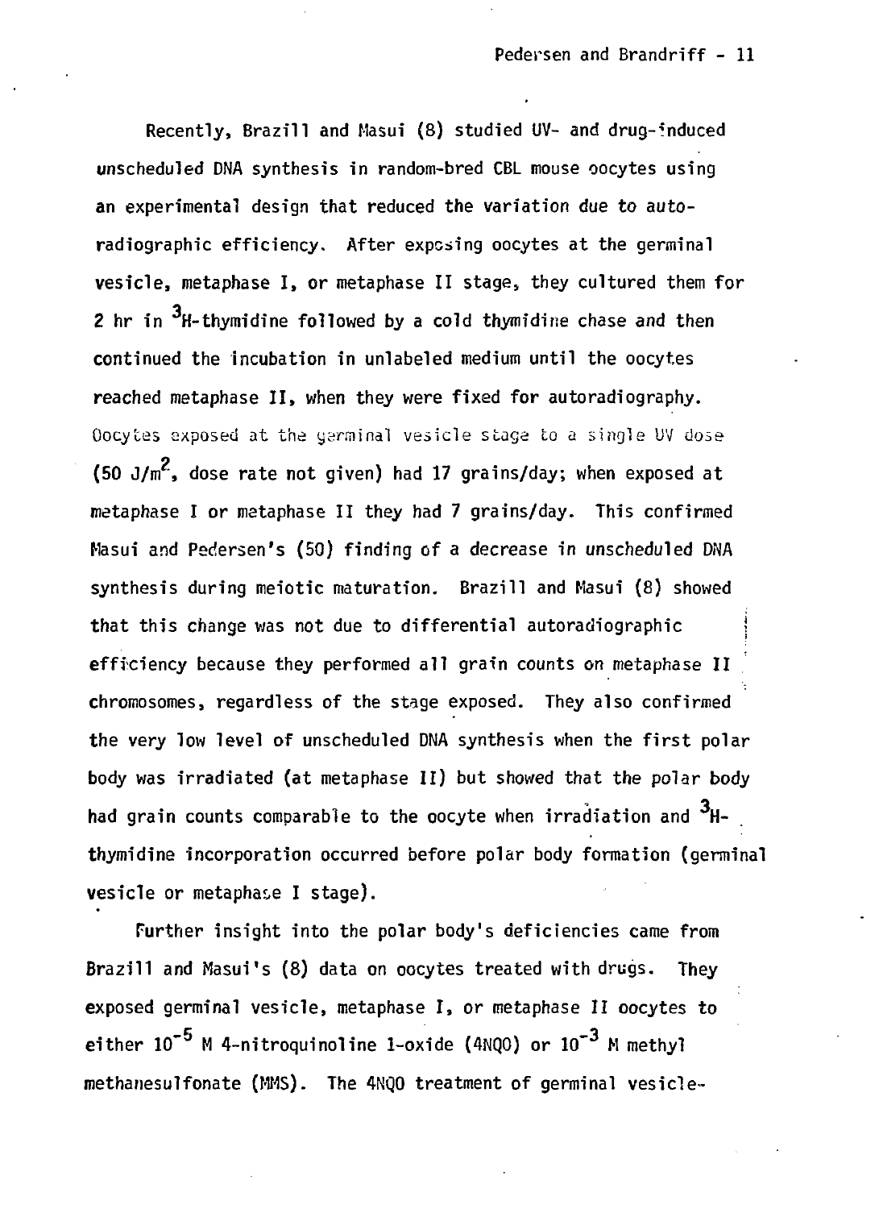Recently, Brazill and Masui (8) studied UV- and drug-induced unscheduled DNA synthesis in random-bred CBL mouse oocytes using an experimental design that reduced the variation due to autoradiographic efficiency. After exposing oocytes at the germinal vesicle, metaphase I, or metaphase II stage, they cultured them for 2 hr in $^3$H-thymidine followed by a cold thymidine chase and then continued the incubation in unlabeled medium until the oocytes reached metaphase II, when they were fixed for autoradiography. Oocytes exposed at the germinal vesicle stage to a single UV dose (50 J/m$^2$, dose rate not given) had 17 grains/day; when exposed at metaphase I or metaphase II they had 7 grains/day. This confirmed Masui and Pedersen's (50) finding of a decrease in unscheduled DNA synthesis during meiotic maturation. Brazill and Masui (8) showed that this change was not due to differential autoradiographic efficiency because they performed all grain counts on metaphase II chromosomes, regardless of the stage exposed. They also confirmed the very low level of unscheduled DNA synthesis when the first polar body was irradiated (at metaphase II) but showed that the polar body had grain counts comparable to the oocyte when irradiation and $^3$H-thymidine incorporation occurred before polar body formation (germinal vesicle or metaphase I stage).

Further insight into the polar body's deficiencies came from Brazill and Masui's (8) data on oocytes treated with drugs. They exposed germinal vesicle, metaphase I, or metaphase II oocytes to either $10^{-5}$ M 4-nitroquinoline 1-oxide (4NQO) or $10^{-3}$ M methyl methanesulfonate (MMS). The 4NQO treatment of germinal vesicle-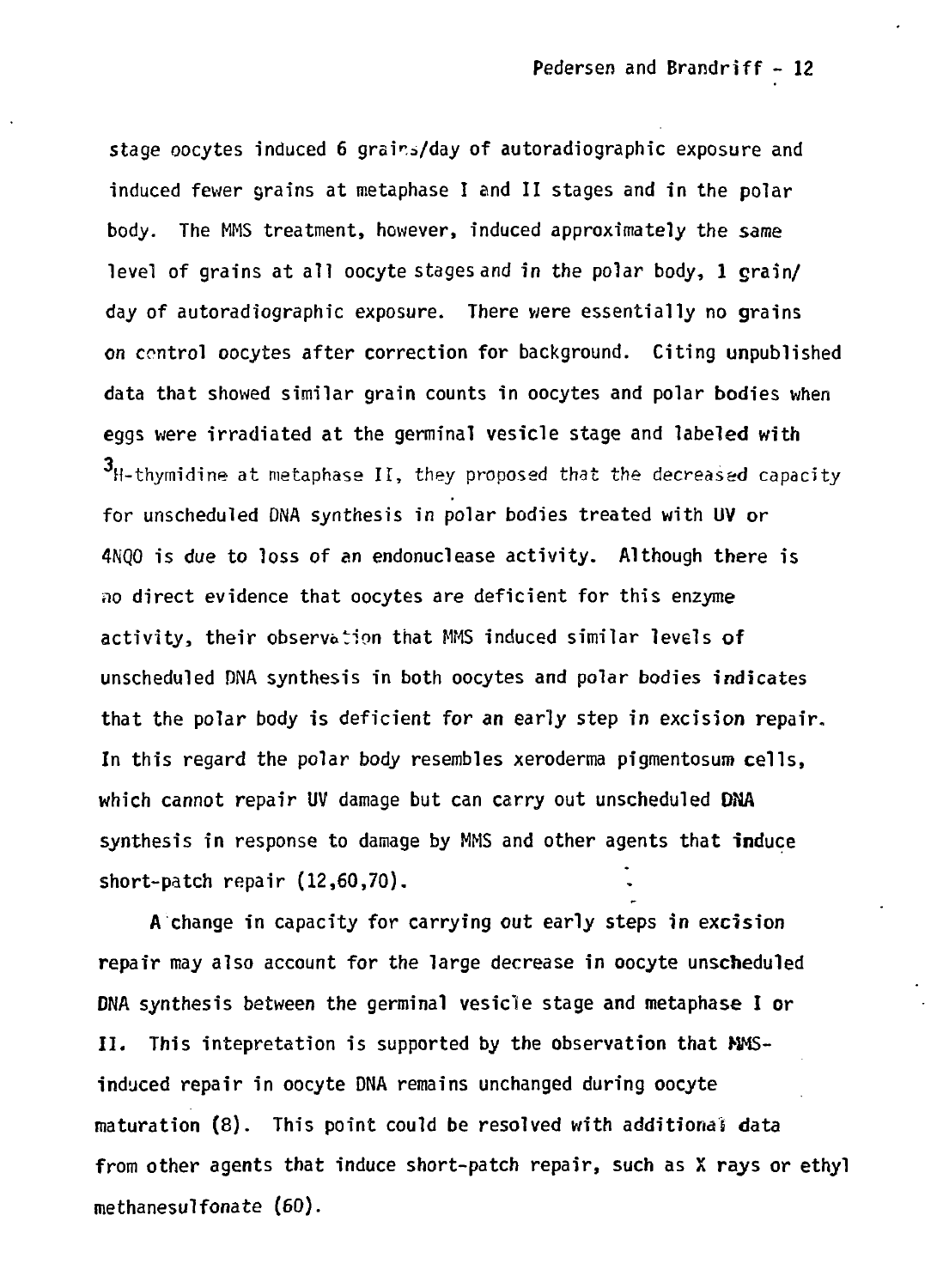stage oocytes induced 6 grains/day of autoradiographic exposure and induced fewer grains at metaphase I and II stages and in the polar body. The MMS treatment, however, induced approximately the same level of grains at all oocyte stages and in the polar body, 1 grain/day of autoradiographic exposure. There were essentially no grains on control oocytes after correction for background. Citing unpublished data that showed similar grain counts in oocytes and polar bodies when eggs were irradiated at the germinal vesicle stage and labeled with $^3$H-thymidine at metaphase II, they proposed that the decreased capacity for unscheduled DNA synthesis in polar bodies treated with UV or 4NQO is due to loss of an endonuclease activity. Although there is no direct evidence that oocytes are deficient for this enzyme activity, their observation that MMS induced similar levels of unscheduled DNA synthesis in both oocytes and polar bodies indicates that the polar body is deficient for an early step in excision repair. In this regard the polar body resembles xeroderma pigmentosum cells, which cannot repair UV damage but can carry out unscheduled DNA synthesis in response to damage by MMS and other agents that induce short-patch repair (12,60,70).

A change in capacity for carrying out early steps in excision repair may also account for the large decrease in oocyte unscheduled DNA synthesis between the germinal vesicle stage and metaphase I or II. This intepretation is supported by the observation that MMS-induced repair in oocyte DNA remains unchanged during oocyte maturation (8). This point could be resolved with additional data from other agents that induce short-patch repair, such as X rays or ethyl methanesulfonate (60).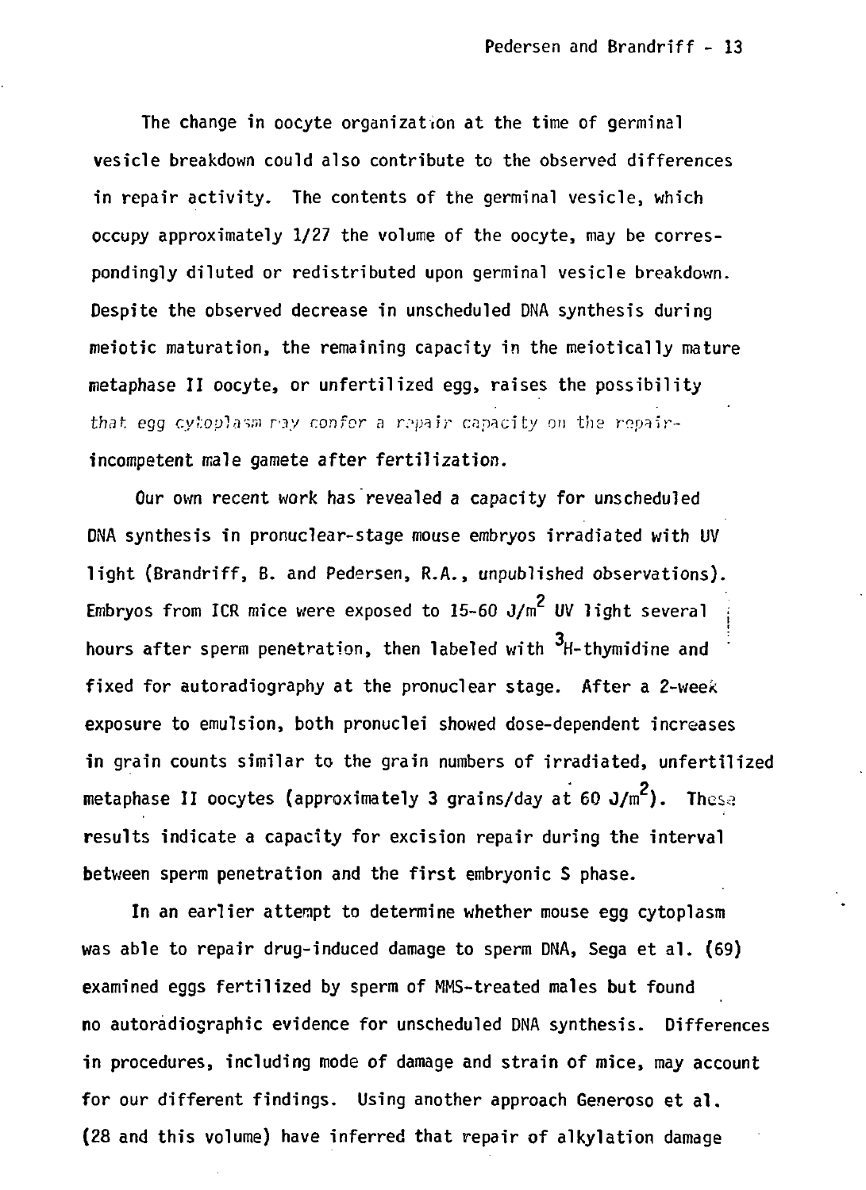The change in oocyte organization at the time of germinal vesicle breakdown could also contribute to the observed differences in repair activity. The contents of the germinal vesicle, which occupy approximately 1/27 the volume of the oocyte, may be correspondingly diluted or redistributed upon germinal vesicle breakdown. Despite the observed decrease in unscheduled DNA synthesis during meiotic maturation, the remaining capacity in the meiotically mature metaphase II oocyte, or unfertilized egg, raises the possibility that egg cytoplasm may confer a repair capacity on the repair-incompetent male gamete after fertilization.

Our own recent work has revealed a capacity for unscheduled DNA synthesis in pronuclear-stage mouse embryos irradiated with UV light (Brandriff, B. and Pedersen, R.A., unpublished observations). Embryos from ICR mice were exposed to 15-60 $J/m^2$ UV light several hours after sperm penetration, then labeled with $^3$H-thymidine and fixed for autoradiography at the pronuclear stage. After a 2-week exposure to emulsion, both pronuclei showed dose-dependent increases in grain counts similar to the grain numbers of irradiated, unfertilized metaphase II oocytes (approximately 3 grains/day at 60 $J/m^2$). These results indicate a capacity for excision repair during the interval between sperm penetration and the first embryonic S phase.

In an earlier attempt to determine whether mouse egg cytoplasm was able to repair drug-induced damage to sperm DNA, Sega et al. (69) examined eggs fertilized by sperm of MMS-treated males but found no autoradiographic evidence for unscheduled DNA synthesis. Differences in procedures, including mode of damage and strain of mice, may account for our different findings. Using another approach Generoso et al. (28 and this volume) have inferred that repair of alkylation damage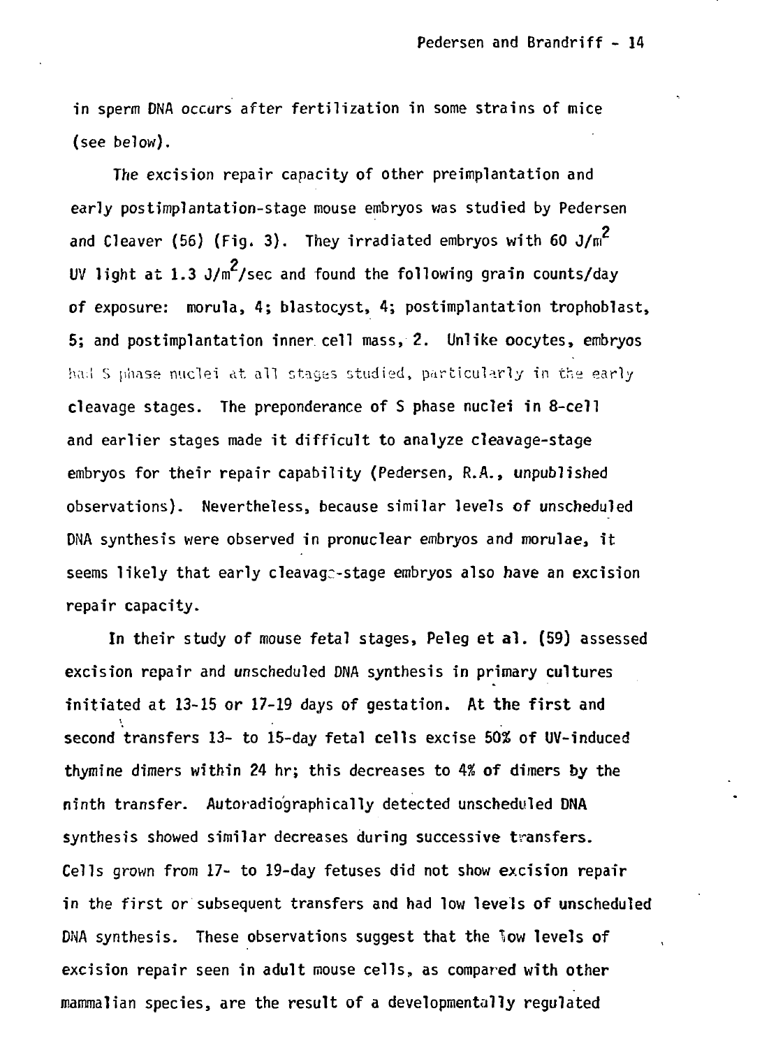in sperm DNA occurs after fertilization in some strains of mice (see below).

The excision repair capacity of other preimplantation and early postimplantation-stage mouse embryos was studied by Pedersen and Cleaver (56) (Fig. 3). They irradiated embryos with 60 $J/m^2$ UV light at 1.3 $J/m^2$/sec and found the following grain counts/day of exposure: morula, 4; blastocyst, 4; postimplantation trophoblast, 5; and postimplantation inner cell mass, 2. Unlike oocytes, embryos had S phase nuclei at all stages studied, particularly in the early cleavage stages. The preponderance of S phase nuclei in 8-cell and earlier stages made it difficult to analyze cleavage-stage embryos for their repair capability (Pedersen, R.A., unpublished observations). Nevertheless, because similar levels of unscheduled DNA synthesis were observed in pronuclear embryos and morulae, it seems likely that early cleavage-stage embryos also have an excision repair capacity.

In their study of mouse fetal stages, Peleg et al. (59) assessed excision repair and unscheduled DNA synthesis in primary cultures initiated at 13-15 or 17-19 days of gestation. At the first and second transfers 13- to 15-day fetal cells excise 50% of UV-induced thymine dimers within 24 hr; this decreases to 4% of dimers by the ninth transfer. Autoradiographically detected unscheduled DNA synthesis showed similar decreases during successive transfers. Cells grown from 17- to 19-day fetuses did not show excision repair in the first or subsequent transfers and had low levels of unscheduled DNA synthesis. These observations suggest that the low levels of excision repair seen in adult mouse cells, as compared with other mammalian species, are the result of a developmentally regulated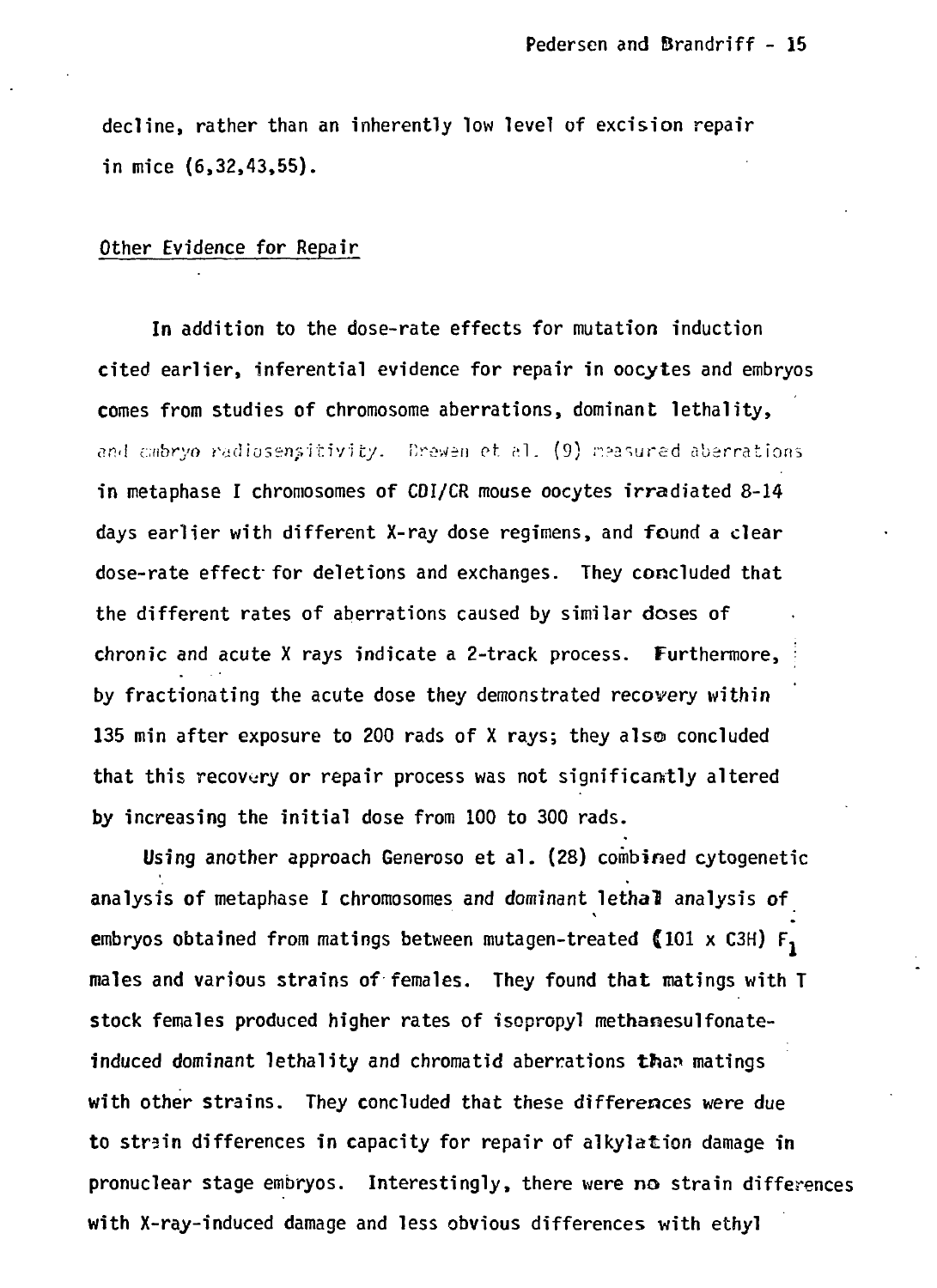decline, rather than an inherently low level of excision repair in mice (6,32,43,55).

Other Evidence for Repair

In addition to the dose-rate effects for mutation induction cited earlier, inferential evidence for repair in oocytes and embryos comes from studies of chromosome aberrations, dominant lethality, and embryo radiosensitivity. Brewen et al. (9) measured aberrations in metaphase I chromosomes of CDI/CR mouse oocytes irradiated 8-14 days earlier with different X-ray dose regimens, and found a clear dose-rate effect for deletions and exchanges. They concluded that the different rates of aberrations caused by similar doses of chronic and acute X rays indicate a 2-track process. Furthermore, by fractionating the acute dose they demonstrated recovery within 135 min after exposure to 200 rads of X rays; they also concluded that this recovery or repair process was not significantly altered by increasing the initial dose from 100 to 300 rads.

Using another approach Generoso et al. (28) combined cytogenetic analysis of metaphase I chromosomes and dominant lethal analysis of embryos obtained from matings between mutagen-treated (101 x C3H) $F_1$ males and various strains of females. They found that matings with T stock females produced higher rates of isopropyl methanesulfonate-induced dominant lethality and chromatid aberrations than matings with other strains. They concluded that these differences were due to strain differences in capacity for repair of alkylation damage in pronuclear stage embryos. Interestingly, there were no strain differences with X-ray-induced damage and less obvious differences with ethyl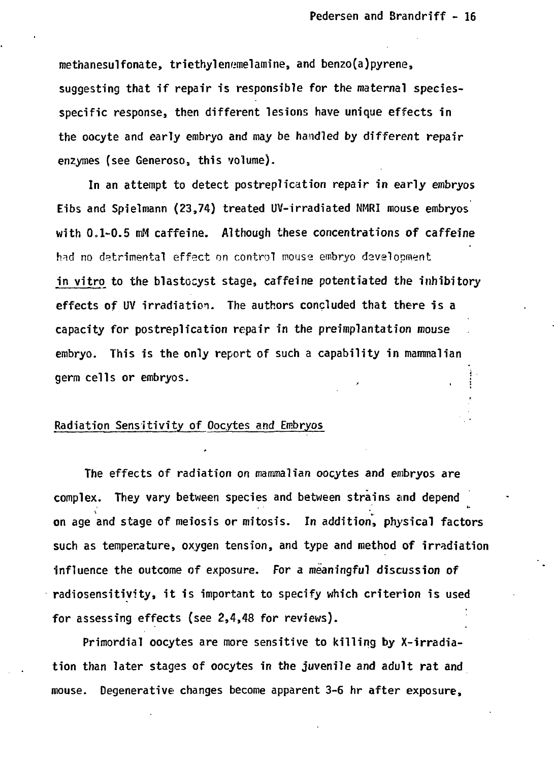methanesulfonate, triethylenemelamine, and benzo(a)pyrene, suggesting that if repair is responsible for the maternal species-specific response, then different lesions have unique effects in the oocyte and early embryo and may be handled by different repair enzymes (see Generoso, this volume).

In an attempt to detect postreplication repair in early embryos Eibs and Spielmann (23,74) treated UV-irradiated NMRI mouse embryos with 0.1-0.5 mM caffeine. Although these concentrations of caffeine had no detrimental effect on control mouse embryo development *in vitro* to the blastocyst stage, caffeine potentiated the inhibitory effects of UV irradiation. The authors concluded that there is a capacity for postreplication repair in the preimplantation mouse embryo. This is the only report of such a capability in mammalian germ cells or embryos.

## Radiation Sensitivity of Oocytes and Embryos

The effects of radiation on mammalian oocytes and embryos are complex. They vary between species and between strains and depend on age and stage of meiosis or mitosis. In addition, physical factors such as temperature, oxygen tension, and type and method of irradiation influence the outcome of exposure. For a meaningful discussion of radiosensitivity, it is important to specify which criterion is used for assessing effects (see 2,4,48 for reviews).

Primordial oocytes are more sensitive to killing by X-irradiation than later stages of oocytes in the juvenile and adult rat and mouse. Degenerative changes become apparent 3-6 hr after exposure,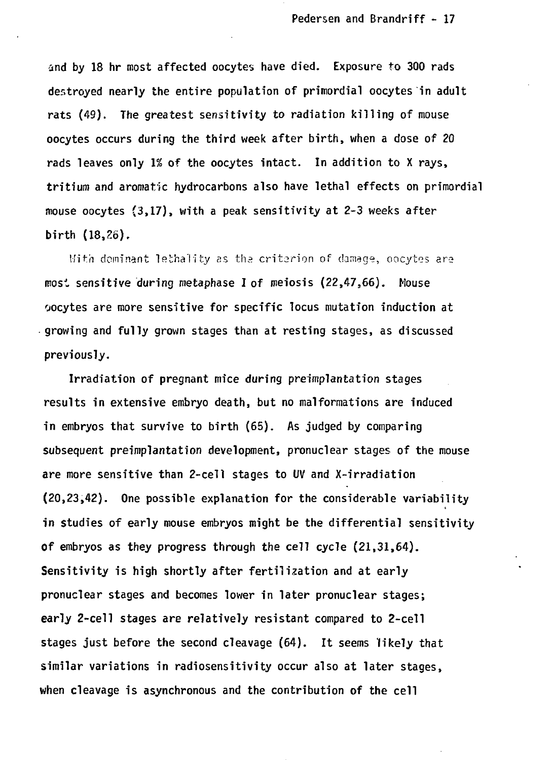and by 18 hr most affected oocytes have died. Exposure to 300 rads destroyed nearly the entire population of primordial oocytes in adult rats (49). The greatest sensitivity to radiation killing of mouse oocytes occurs during the third week after birth, when a dose of 20 rads leaves only 1% of the oocytes intact. In addition to X rays, tritium and aromatic hydrocarbons also have lethal effects on primordial mouse oocytes (3,17), with a peak sensitivity at 2-3 weeks after birth (18,26).

With dominant lethality as the criterion of damage, oocytes are most sensitive during metaphase I of meiosis (22,47,66). Mouse oocytes are more sensitive for specific locus mutation induction at growing and fully grown stages than at resting stages, as discussed previously.

Irradiation of pregnant mice during preimplantation stages results in extensive embryo death, but no malformations are induced in embryos that survive to birth (65). As judged by comparing subsequent preimplantation development, pronuclear stages of the mouse are more sensitive than 2-cell stages to UV and X-irradiation (20,23,42). One possible explanation for the considerable variability in studies of early mouse embryos might be the differential sensitivity of embryos as they progress through the cell cycle (21,31,64). Sensitivity is high shortly after fertilization and at early pronuclear stages and becomes lower in later pronuclear stages; early 2-cell stages are relatively resistant compared to 2-cell stages just before the second cleavage (64). It seems likely that similar variations in radiosensitivity occur also at later stages, when cleavage is asynchronous and the contribution of the cell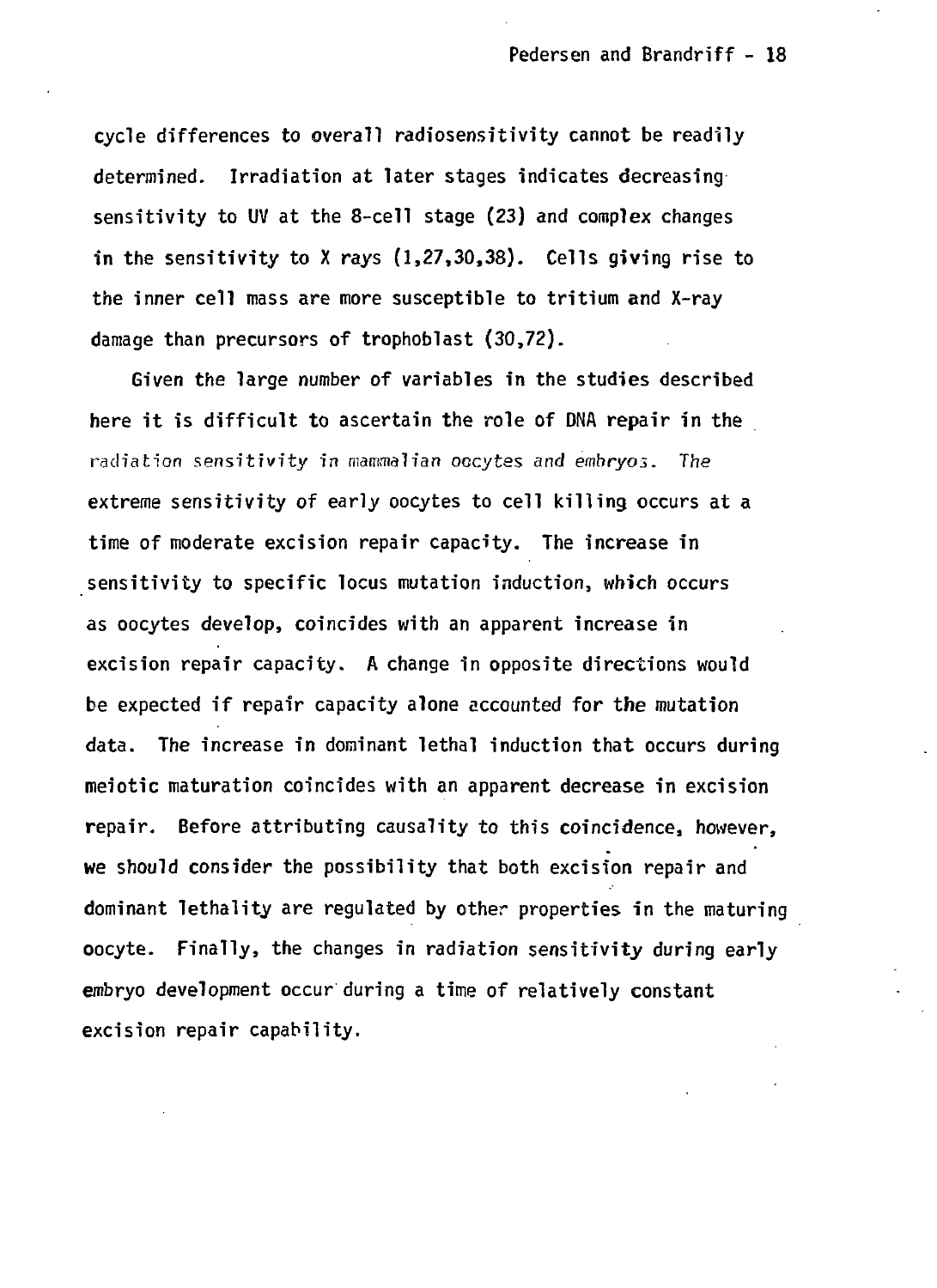cycle differences to overall radiosensitivity cannot be readily determined. Irradiation at later stages indicates decreasing sensitivity to UV at the 8-cell stage (23) and complex changes in the sensitivity to X rays (1,27,30,38). Cells giving rise to the inner cell mass are more susceptible to tritium and X-ray damage than precursors of trophoblast (30,72).

Given the large number of variables in the studies described here it is difficult to ascertain the role of DNA repair in the radiation sensitivity in mammalian oocytes and embryos. The extreme sensitivity of early oocytes to cell killing occurs at a time of moderate excision repair capacity. The increase in sensitivity to specific locus mutation induction, which occurs as oocytes develop, coincides with an apparent increase in excision repair capacity. A change in opposite directions would be expected if repair capacity alone accounted for the mutation data. The increase in dominant lethal induction that occurs during meiotic maturation coincides with an apparent decrease in excision repair. Before attributing causality to this coincidence, however, we should consider the possibility that both excision repair and dominant lethality are regulated by other properties in the maturing oocyte. Finally, the changes in radiation sensitivity during early embryo development occur during a time of relatively constant excision repair capability.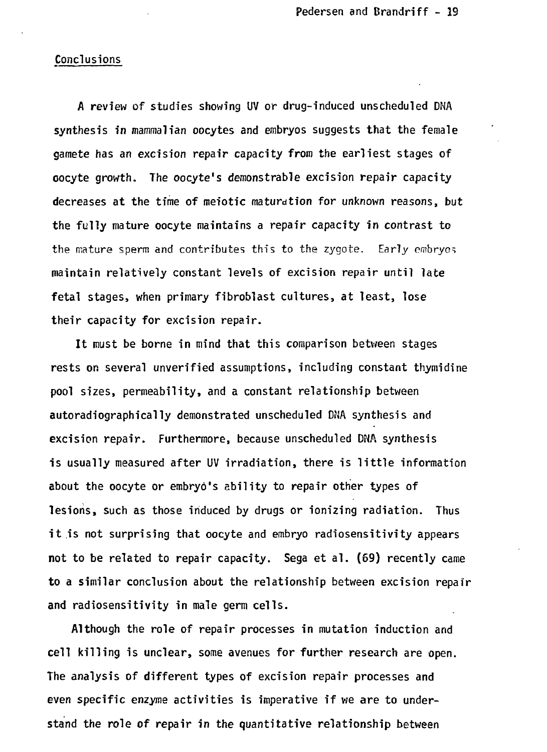## Conclusions

A review of studies showing UV or drug-induced unscheduled DNA synthesis in mammalian oocytes and embryos suggests that the female gamete has an excision repair capacity from the earliest stages of oocyte growth. The oocyte's demonstrable excision repair capacity decreases at the time of meiotic maturation for unknown reasons, but the fully mature oocyte maintains a repair capacity in contrast to the mature sperm and contributes this to the zygote. Early embryos maintain relatively constant levels of excision repair until late fetal stages, when primary fibroblast cultures, at least, lose their capacity for excision repair.

It must be borne in mind that this comparison between stages rests on several unverified assumptions, including constant thymidine pool sizes, permeability, and a constant relationship between autoradiographically demonstrated unscheduled DNA synthesis and excision repair. Furthermore, because unscheduled DNA synthesis is usually measured after UV irradiation, there is little information about the oocyte or embryo's ability to repair other types of lesions, such as those induced by drugs or ionizing radiation. Thus it is not surprising that oocyte and embryo radiosensitivity appears not to be related to repair capacity. Sega et al. (69) recently came to a similar conclusion about the relationship between excision repair and radiosensitivity in male germ cells.

Although the role of repair processes in mutation induction and cell killing is unclear, some avenues for further research are open. The analysis of different types of excision repair processes and even specific enzyme activities is imperative if we are to understand the role of repair in the quantitative relationship between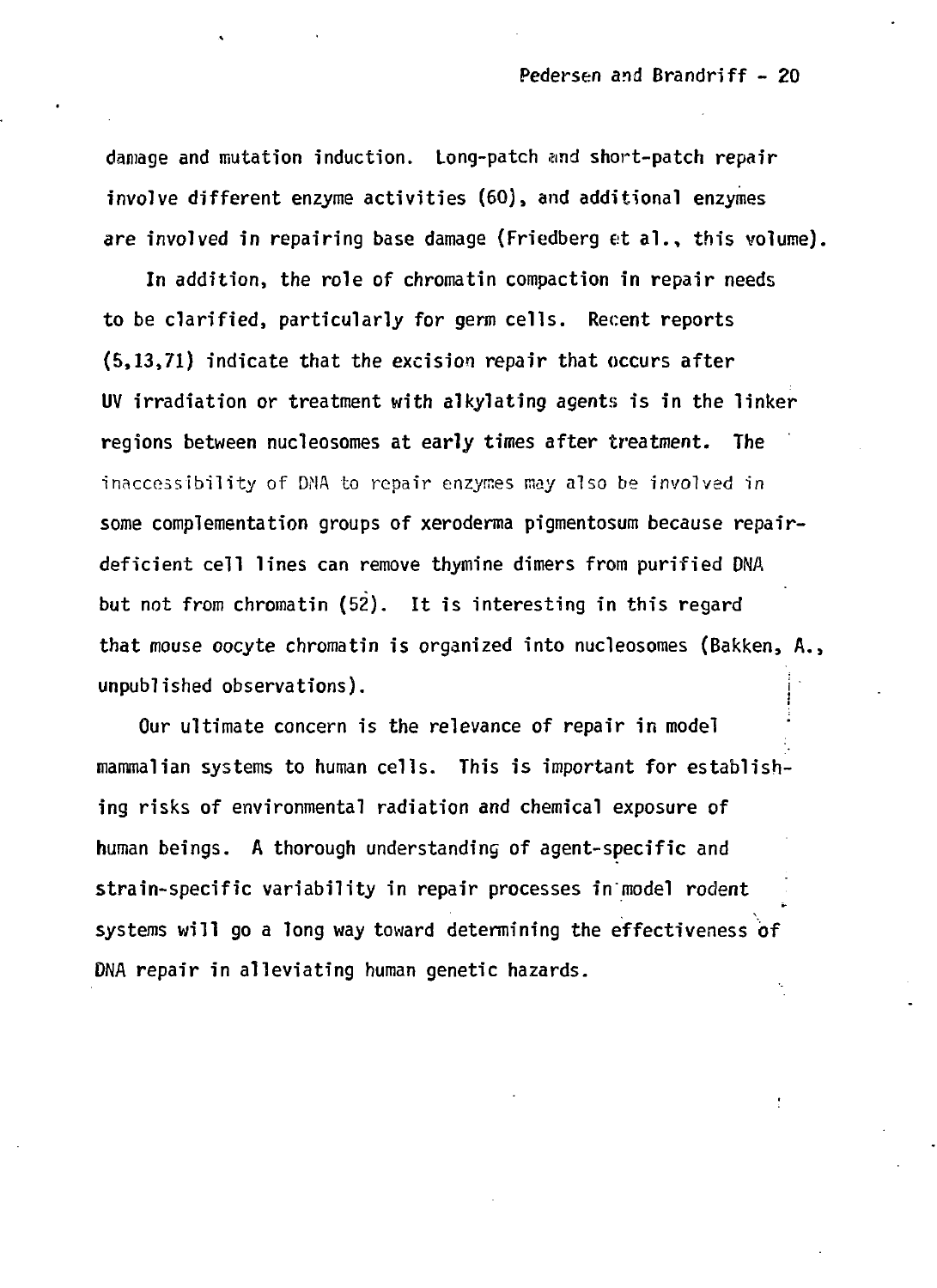damage and mutation induction. Long-patch and short-patch repair involve different enzyme activities (60), and additional enzymes are involved in repairing base damage (Friedberg et al., this volume).

In addition, the role of chromatin compaction in repair needs to be clarified, particularly for germ cells. Recent reports (5,13,71) indicate that the excision repair that occurs after UV irradiation or treatment with alkylating agents is in the linker regions between nucleosomes at early times after treatment. The inaccessibility of DNA to repair enzymes may also be involved in some complementation groups of xeroderma pigmentosum because repair-deficient cell lines can remove thymine dimers from purified DNA but not from chromatin (52). It is interesting in this regard that mouse oocyte chromatin is organized into nucleosomes (Bakken, A., unpublished observations).

Our ultimate concern is the relevance of repair in model mammalian systems to human cells. This is important for establishing risks of environmental radiation and chemical exposure of human beings. A thorough understanding of agent-specific and strain-specific variability in repair processes in model rodent systems will go a long way toward determining the effectiveness of DNA repair in alleviating human genetic hazards.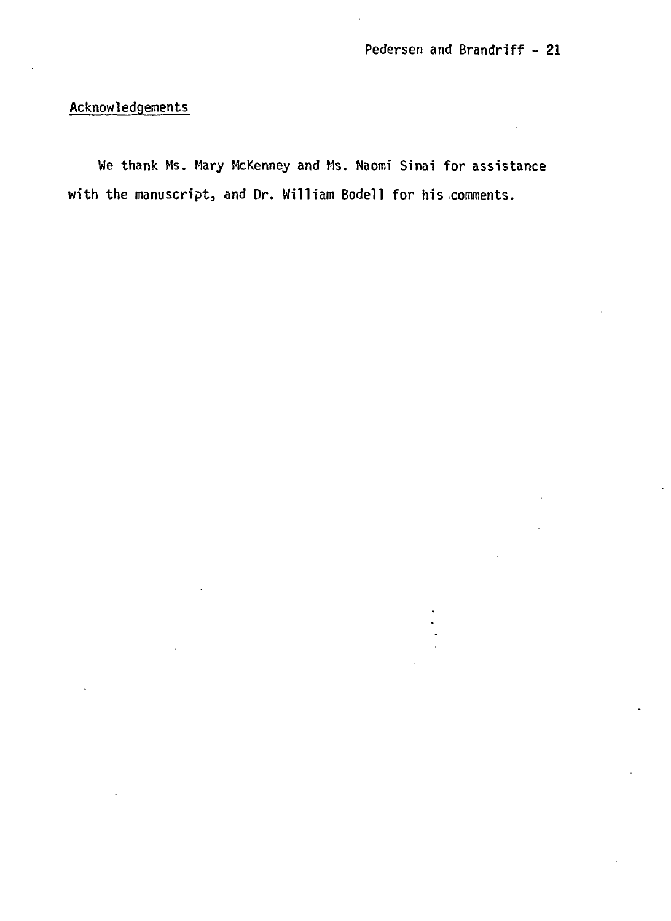## Acknowledgements

We thank Ms. Mary McKenney and Ms. Naomi Sinai for assistance with the manuscript, and Dr. William Bodell for his comments.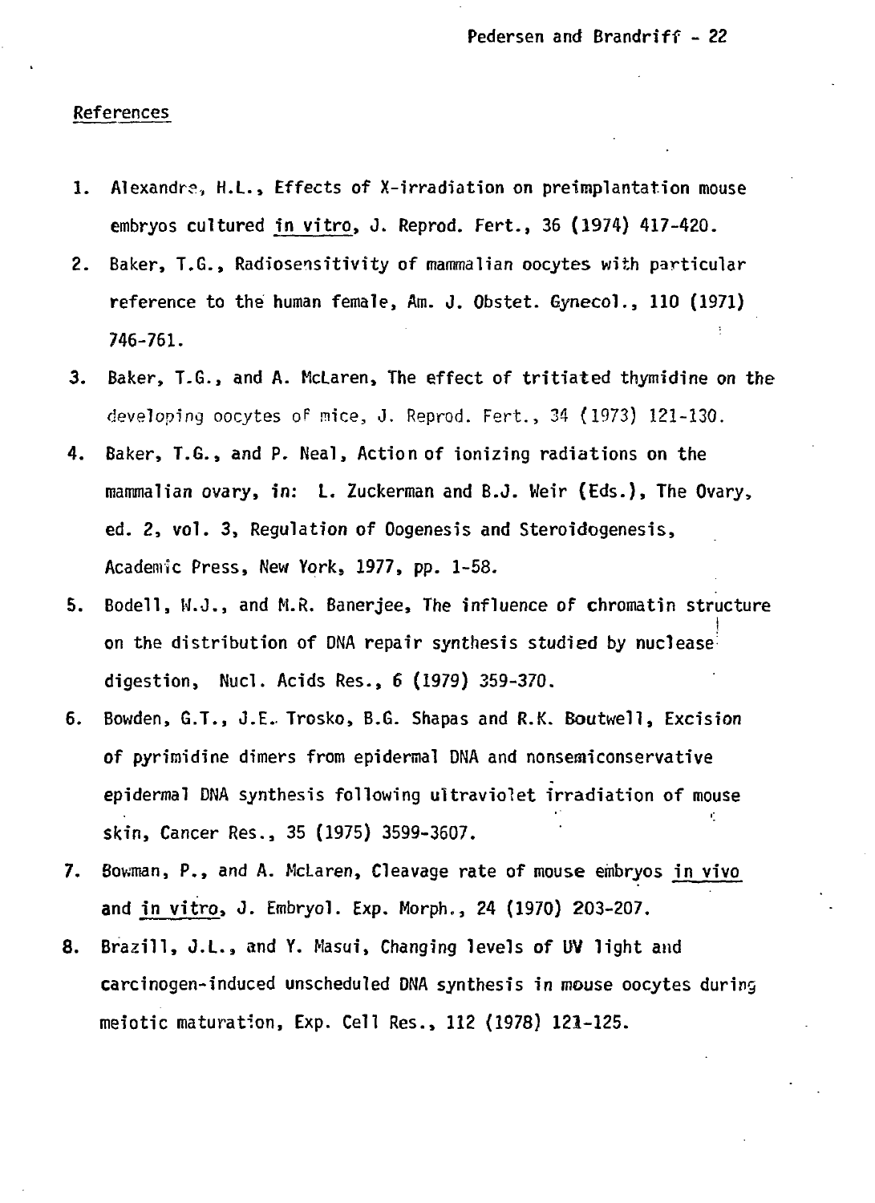## References

1. Alexandre, H.L., Effects of X-irradiation on preimplantation mouse embryos cultured in vitro, J. Reprod. Fert., 36 (1974) 417-420.
2. Baker, T.G., Radiosensitivity of mammalian oocytes with particular reference to the human female, Am. J. Obstet. Gynecol., 110 (1971) 746-761.
3. Baker, T.G., and A. McLaren, The effect of tritiated thymidine on the developing oocytes of mice, J. Reprod. Fert., 34 (1973) 121-130.
4. Baker, T.G., and P. Neal, Action of ionizing radiations on the mammalian ovary, in: L. Zuckerman and B.J. Weir (Eds.), The Ovary, ed. 2, vol. 3, Regulation of Oogenesis and Steroidogenesis, Academic Press, New York, 1977, pp. 1-58.
5. Bodell, W.J., and M.R. Banerjee, The influence of chromatin structure on the distribution of DNA repair synthesis studied by nuclease digestion, Nucl. Acids Res., 6 (1979) 359-370.
6. Bowden, G.T., J.E. Trosko, B.G. Shapas and R.K. Boutwell, Excision of pyrimidine dimers from epidermal DNA and nonsemiconservative epidermal DNA synthesis following ultraviolet irradiation of mouse skin, Cancer Res., 35 (1975) 3599-3607.
7. Bowman, P., and A. McLaren, Cleavage rate of mouse embryos in vivo and in vitro, J. Embryol. Exp. Morph., 24 (1970) 203-207.
8. Brazill, J.L., and Y. Masui, Changing levels of UV light and carcinogen-induced unscheduled DNA synthesis in mouse oocytes during meiotic maturation, Exp. Cell Res., 112 (1978) 121-125.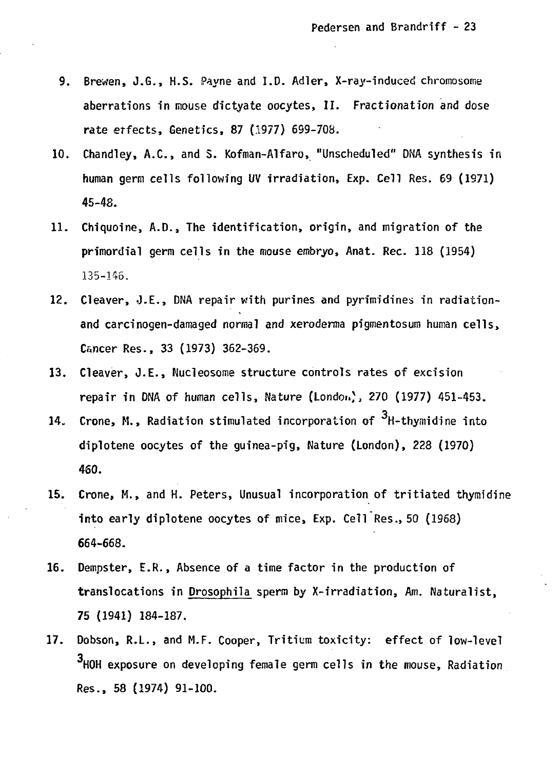9. Brewen, J.G., H.S. Payne and I.D. Adler, X-ray-induced chromosome aberrations in mouse dictyate oocytes, II. Fractionation and dose rate effects, Genetics, 87 (1977) 699-708.

10. Chandley, A.C., and S. Kofman-Alfaro, "Unscheduled" DNA synthesis in human germ cells following UV irradiation, Exp. Cell Res. 69 (1971) 45-48.

11. Chiquoine, A.D., The identification, origin, and migration of the primordial germ cells in the mouse embryo, Anat. Rec. 118 (1954) 135-146.

12. Cleaver, J.E., DNA repair with purines and pyrimidines in radiation- and carcinogen-damaged normal and xeroderma pigmentosum human cells, Cancer Res., 33 (1973) 362-369.

13. Cleaver, J.E., Nucleosome structure controls rates of excision repair in DNA of human cells, Nature (London), 270 (1977) 451-453.

14. Crone, M., Radiation stimulated incorporation of $^{3}$H-thymidine into diplotene oocytes of the guinea-pig, Nature (London), 228 (1970) 460.

15. Crone, M., and H. Peters, Unusual incorporation of tritiated thymidine into early diplotene oocytes of mice, Exp. Cell Res., 50 (1968) 664-668.

16. Dempster, E.R., Absence of a time factor in the production of translocations in Drosophila sperm by X-irradiation, Am. Naturalist, 75 (1941) 184-187.

17. Dobson, R.L., and M.F. Cooper, Tritium toxicity: effect of low-level $^{3}$HOH exposure on developing female germ cells in the mouse, Radiation Res., 58 (1974) 91-100.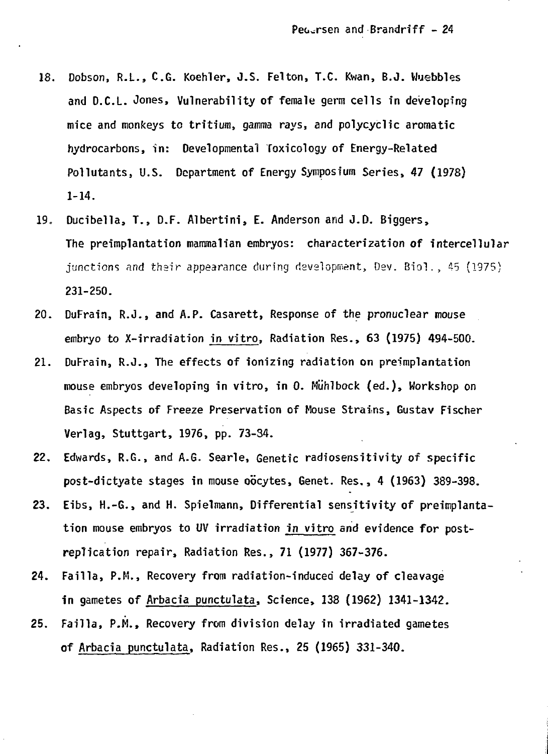18. Dobson, R.L., C.G. Koehler, J.S. Felton, T.C. Kwan, B.J. Wuebbles and D.C.L. Jones, Vulnerability of female germ cells in developing mice and monkeys to tritium, gamma rays, and polycyclic aromatic hydrocarbons, in: Developmental Toxicology of Energy-Related Pollutants, U.S. Department of Energy Symposium Series, 47 (1978) 1-14.
19. Ducibella, T., D.F. Albertini, E. Anderson and J.D. Biggers, The preimplantation mammalian embryos: characterization of intercellular junctions and their appearance during development, Dev. Biol., 45 (1975) 231-250.
20. DuFrain, R.J., and A.P. Casarett, Response of the pronuclear mouse embryo to X-irradiation in vitro, Radiation Res., 63 (1975) 494-500.
21. DuFrain, R.J., The effects of ionizing radiation on preimplantation mouse embryos developing in vitro, in O. Mühlbock (ed.), Workshop on Basic Aspects of Freeze Preservation of Mouse Strains, Gustav Fischer Verlag, Stuttgart, 1976, pp. 73-84.
22. Edwards, R.G., and A.G. Searle, Genetic radiosensitivity of specific post-dictyate stages in mouse oöcytes, Genet. Res., 4 (1963) 389-398.
23. Eibs, H.-G., and H. Spielmann, Differential sensitivity of preimplantation mouse embryos to UV irradiation in vitro and evidence for post-replication repair, Radiation Res., 71 (1977) 367-376.
24. Failla, P.M., Recovery from radiation-induced delay of cleavage in gametes of Arbacia punctulata, Science, 138 (1962) 1341-1342.
25. Failla, P.M., Recovery from division delay in irradiated gametes of Arbacia punctulata, Radiation Res., 25 (1965) 331-340.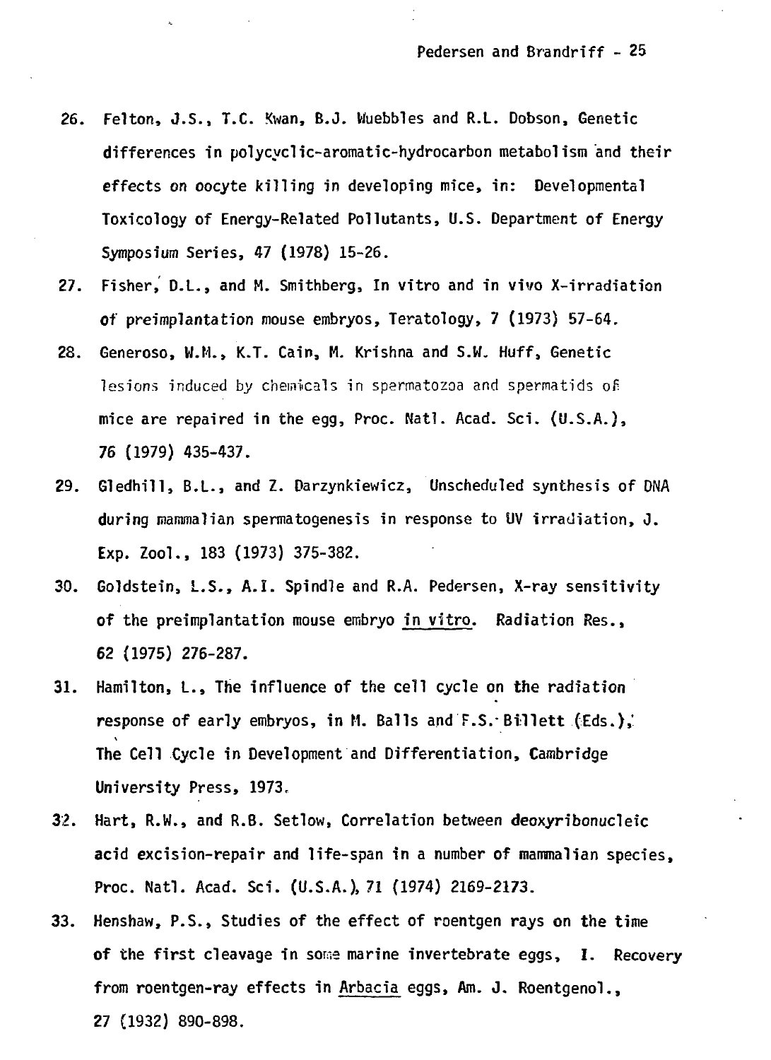26. Felton, J.S., T.C. Kwan, B.J. Wuebbles and R.L. Dobson, Genetic differences in polycyclic-aromatic-hydrocarbon metabolism and their effects on oocyte killing in developing mice, in: Developmental Toxicology of Energy-Related Pollutants, U.S. Department of Energy Symposium Series, 47 (1978) 15-26.

27. Fisher, D.L., and M. Smithberg, In vitro and in vivo X-irradiation of preimplantation mouse embryos, Teratology, 7 (1973) 57-64.

28. Generoso, W.M., K.T. Cain, M. Krishna and S.W. Huff, Genetic lesions induced by chemicals in spermatozoa and spermatids of mice are repaired in the egg, Proc. Natl. Acad. Sci. (U.S.A.), 76 (1979) 435-437.

29. Gledhill, B.L., and Z. Darzynkiewicz, Unscheduled synthesis of DNA during mammalian spermatogenesis in response to UV irradiation, J. Exp. Zool., 183 (1973) 375-382.

30. Goldstein, L.S., A.I. Spindle and R.A. Pedersen, X-ray sensitivity of the preimplantation mouse embryo in vitro. Radiation Res., 62 (1975) 276-287.

31. Hamilton, L., The influence of the cell cycle on the radiation response of early embryos, in M. Balls and F.S. Billett (Eds.), The Cell Cycle in Development and Differentiation, Cambridge University Press, 1973.

32. Hart, R.W., and R.B. Setlow, Correlation between deoxyribonucleic acid excision-repair and life-span in a number of mammalian species, Proc. Natl. Acad. Sci. (U.S.A.), 71 (1974) 2169-2173.

33. Henshaw, P.S., Studies of the effect of roentgen rays on the time of the first cleavage in some marine invertebrate eggs, I. Recovery from roentgen-ray effects in Arbacia eggs, Am. J. Roentgenol., 27 (1932) 890-898.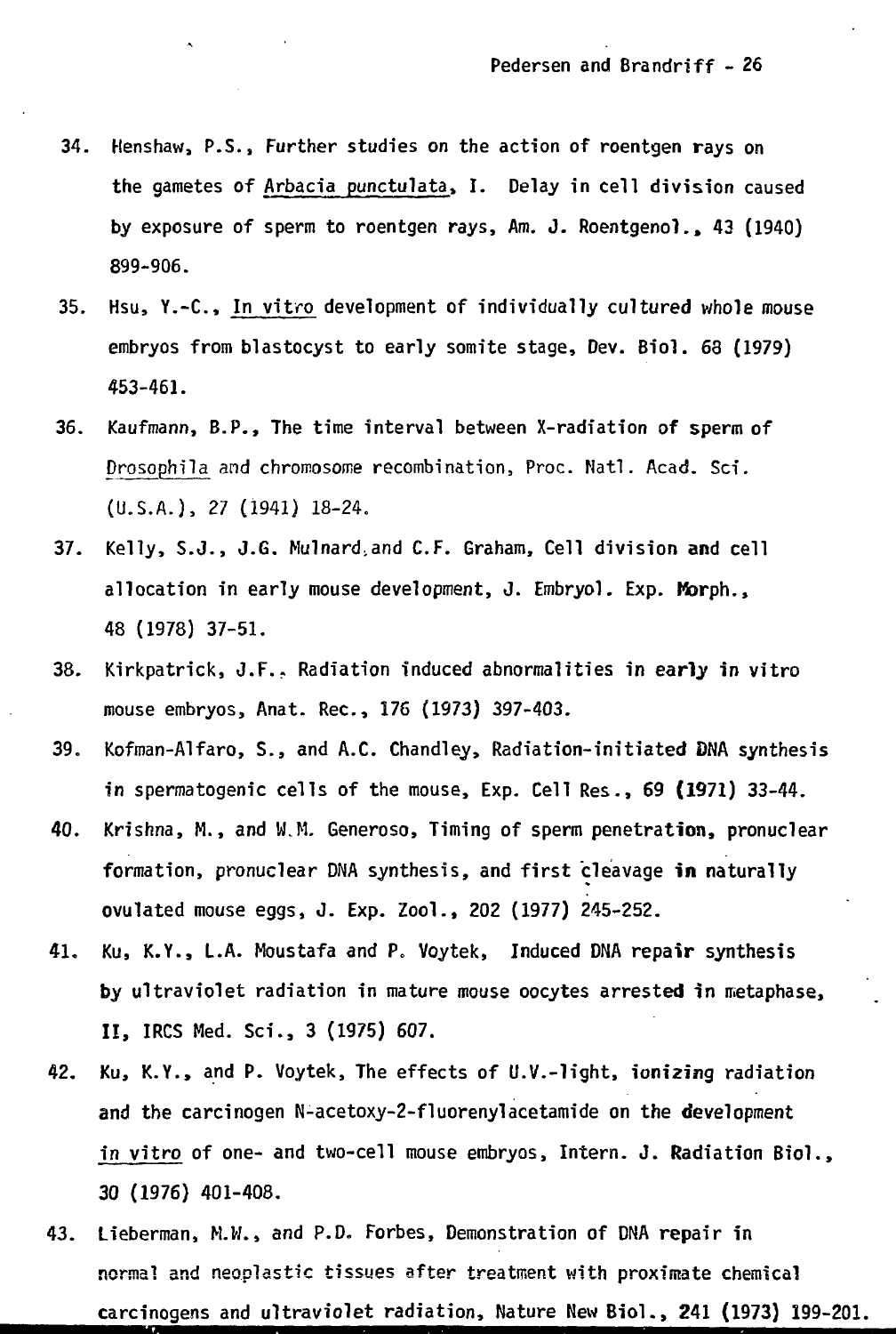34. Henshaw, P.S., Further studies on the action of roentgen rays on the gametes of Arbacia punctulata, I. Delay in cell division caused by exposure of sperm to roentgen rays, Am. J. Roentgenol., 43 (1940) 899-906.

35. Hsu, Y.-C., In vitro development of individually cultured whole mouse embryos from blastocyst to early somite stage, Dev. Biol. 68 (1979) 453-461.

36. Kaufmann, B.P., The time interval between X-radiation of sperm of Drosophila and chromosome recombination, Proc. Natl. Acad. Sci. (U.S.A.), 27 (1941) 18-24.

37. Kelly, S.J., J.G. Mulnard, and C.F. Graham, Cell division and cell allocation in early mouse development, J. Embryol. Exp. Morph., 48 (1978) 37-51.

38. Kirkpatrick, J.F., Radiation induced abnormalities in early in vitro mouse embryos, Anat. Rec., 176 (1973) 397-403.

39. Kofman-Alfaro, S., and A.C. Chandley, Radiation-initiated DNA synthesis in spermatogenic cells of the mouse, Exp. Cell Res., 69 (1971) 33-44.

40. Krishna, M., and W.M. Generoso, Timing of sperm penetration, pronuclear formation, pronuclear DNA synthesis, and first cleavage in naturally ovulated mouse eggs, J. Exp. Zool., 202 (1977) 245-252.

41. Ku, K.Y., L.A. Moustafa and P. Voytek, Induced DNA repair synthesis by ultraviolet radiation in mature mouse oocytes arrested in metaphase, II, IRCS Med. Sci., 3 (1975) 607.

42. Ku, K.Y., and P. Voytek, The effects of U.V.-light, ionizing radiation and the carcinogen N-acetoxy-2-fluorenylacetamide on the development in vitro of one- and two-cell mouse embryos, Intern. J. Radiation Biol., 30 (1976) 401-408.

43. Lieberman, M.W., and P.D. Forbes, Demonstration of DNA repair in normal and neoplastic tissues after treatment with proximate chemical carcinogens and ultraviolet radiation, Nature New Biol., 241 (1973) 199-201.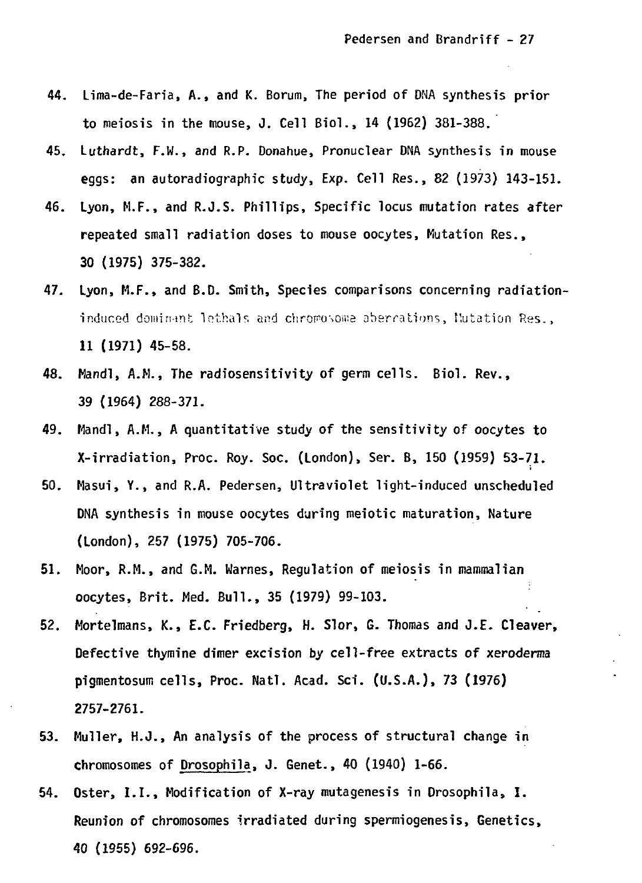44. Lima-de-Faria, A., and K. Borum, The period of DNA synthesis prior to meiosis in the mouse, J. Cell Biol., 14 (1962) 381-388.

45. Luthardt, F.W., and R.P. Donahue, Pronuclear DNA synthesis in mouse eggs: an autoradiographic study, Exp. Cell Res., 82 (1973) 143-151.

46. Lyon, M.F., and R.J.S. Phillips, Specific locus mutation rates after repeated small radiation doses to mouse oocytes, Mutation Res., 30 (1975) 375-382.

47. Lyon, M.F., and B.D. Smith, Species comparisons concerning radiation-induced dominant lethals and chromosome aberrations, Mutation Res., 11 (1971) 45-58.

48. Mandl, A.M., The radiosensitivity of germ cells. Biol. Rev., 39 (1964) 288-371.

49. Mandl, A.M., A quantitative study of the sensitivity of oocytes to X-irradiation, Proc. Roy. Soc. (London), Ser. B, 150 (1959) 53-71.

50. Masui, Y., and R.A. Pedersen, Ultraviolet light-induced unscheduled DNA synthesis in mouse oocytes during meiotic maturation, Nature (London), 257 (1975) 705-706.

51. Moor, R.M., and G.M. Warnes, Regulation of meiosis in mammalian oocytes, Brit. Med. Bull., 35 (1979) 99-103.

52. Mortelmans, K., E.C. Friedberg, H. Slor, G. Thomas and J.E. Cleaver, Defective thymine dimer excision by cell-free extracts of xeroderma pigmentosum cells, Proc. Natl. Acad. Sci. (U.S.A.), 73 (1976) 2757-2761.

53. Muller, H.J., An analysis of the process of structural change in chromosomes of Drosophila, J. Genet., 40 (1940) 1-66.

54. Oster, I.I., Modification of X-ray mutagenesis in Drosophila, I. Reunion of chromosomes irradiated during spermiogenesis, Genetics, 40 (1955) 692-696.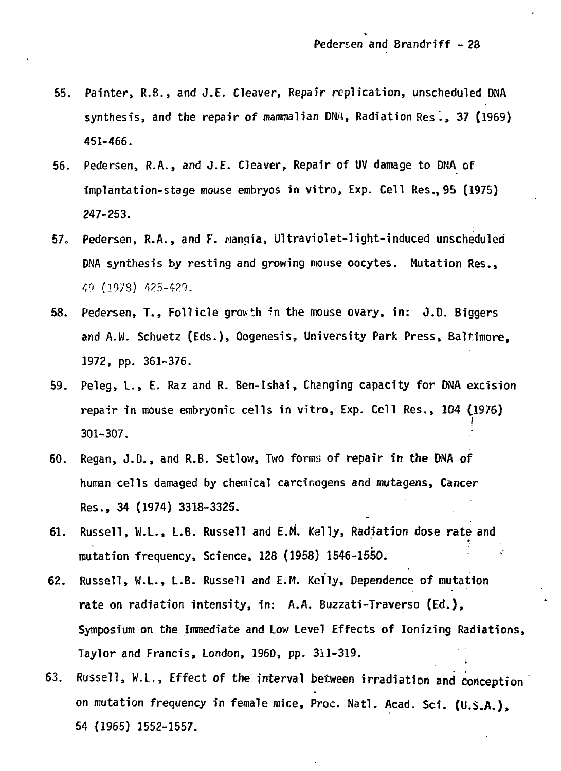55. Painter, R.B., and J.E. Cleaver, Repair replication, unscheduled DNA synthesis, and the repair of mammalian DNA, Radiation Res., 37 (1969) 451-466.

56. Pedersen, R.A., and J.E. Cleaver, Repair of UV damage to DNA of implantation-stage mouse embryos in vitro, Exp. Cell Res., 95 (1975) 247-253.

57. Pedersen, R.A., and F. Mangia, Ultraviolet-light-induced unscheduled DNA synthesis by resting and growing mouse oocytes. Mutation Res., 49 (1978) 425-429.

58. Pedersen, T., Follicle growth in the mouse ovary, in: J.D. Biggers and A.W. Schuetz (Eds.), Oogenesis, University Park Press, Baltimore, 1972, pp. 361-376.

59. Peleg, L., E. Raz and R. Ben-Ishai, Changing capacity for DNA excision repair in mouse embryonic cells in vitro, Exp. Cell Res., 104 (1976) 301-307.

60. Regan, J.D., and R.B. Setlow, Two forms of repair in the DNA of human cells damaged by chemical carcinogens and mutagens, Cancer Res., 34 (1974) 3318-3325.

61. Russell, W.L., L.B. Russell and E.M. Kelly, Radiation dose rate and mutation frequency, Science, 128 (1958) 1546-1550.

62. Russell, W.L., L.B. Russell and E.M. Kelly, Dependence of mutation rate on radiation intensity, in: A.A. Buzzati-Traverso (Ed.), Symposium on the Immediate and Low Level Effects of Ionizing Radiations, Taylor and Francis, London, 1960, pp. 311-319.

63. Russell, W.L., Effect of the interval between irradiation and conception on mutation frequency in female mice, Proc. Natl. Acad. Sci. (U.S.A.), 54 (1965) 1552-1557.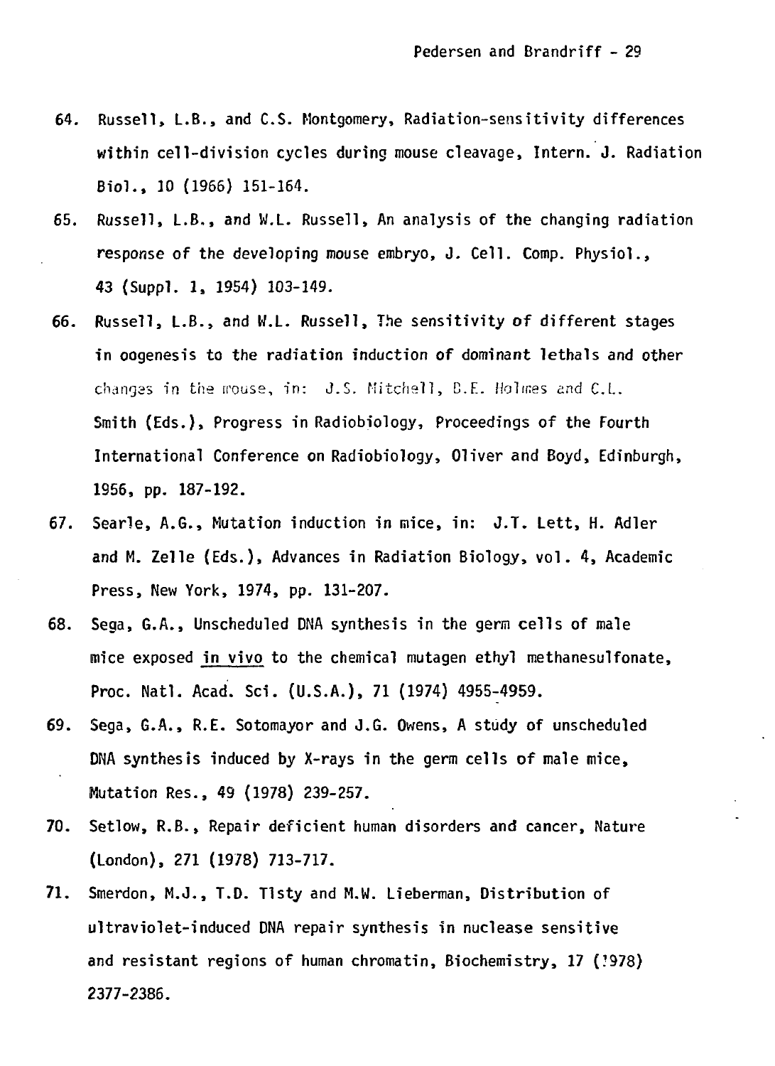64. Russell, L.B., and C.S. Montgomery, Radiation-sensitivity differences within cell-division cycles during mouse cleavage, Intern. J. Radiation Biol., 10 (1966) 151-164.

65. Russell, L.B., and W.L. Russell, An analysis of the changing radiation response of the developing mouse embryo, J. Cell. Comp. Physiol., 43 (Suppl. 1, 1954) 103-149.

66. Russell, L.B., and W.L. Russell, The sensitivity of different stages in oogenesis to the radiation induction of dominant lethals and other changes in the mouse, in: J.S. Mitchell, B.E. Holmes and C.L. Smith (Eds.), Progress in Radiobiology, Proceedings of the Fourth International Conference on Radiobiology, Oliver and Boyd, Edinburgh, 1956, pp. 187-192.

67. Searle, A.G., Mutation induction in mice, in: J.T. Lett, H. Adler and M. Zelle (Eds.), Advances in Radiation Biology, vol. 4, Academic Press, New York, 1974, pp. 131-207.

68. Sega, G.A., Unscheduled DNA synthesis in the germ cells of male mice exposed in vivo to the chemical mutagen ethyl methanesulfonate, Proc. Natl. Acad. Sci. (U.S.A.), 71 (1974) 4955-4959.

69. Sega, G.A., R.E. Sotomayor and J.G. Owens, A study of unscheduled DNA synthesis induced by X-rays in the germ cells of male mice, Mutation Res., 49 (1978) 239-257.

70. Setlow, R.B., Repair deficient human disorders and cancer, Nature (London), 271 (1978) 713-717.

71. Smerdon, M.J., T.D. Tlsty and M.W. Lieberman, Distribution of ultraviolet-induced DNA repair synthesis in nuclease sensitive and resistant regions of human chromatin, Biochemistry, 17 (1978) 2377-2386.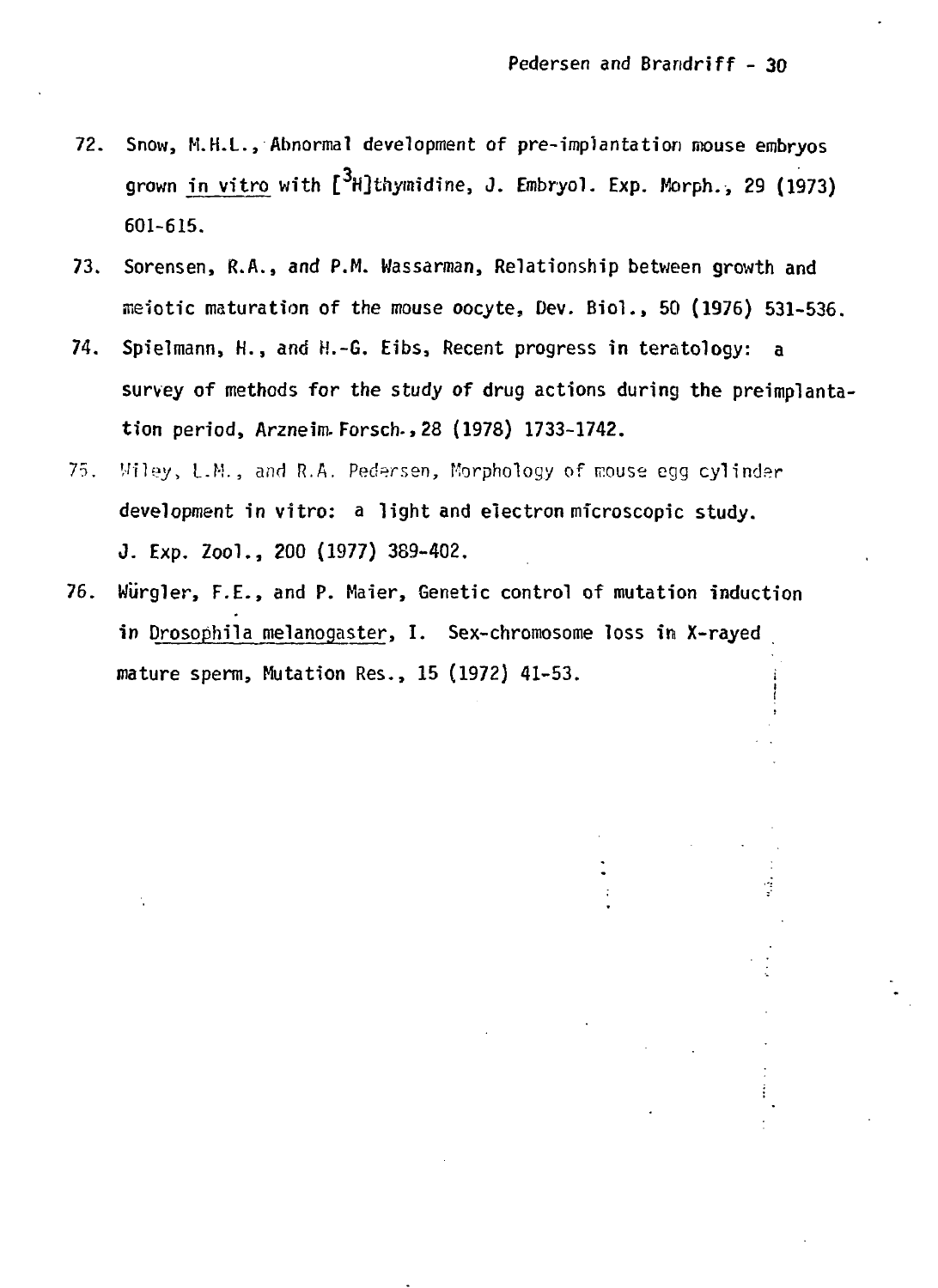72. Snow, M.H.L., Abnormal development of pre-implantation mouse embryos grown _in vitro_ with [$^{3}$H]thymidine, J. Embryol. Exp. Morph., 29 (1973) 601-615.

73. Sorensen, R.A., and P.M. Wassarman, Relationship between growth and meiotic maturation of the mouse oocyte, Dev. Biol., 50 (1976) 531-536.

74. Spielmann, H., and H.-G. Eibs, Recent progress in teratology: a survey of methods for the study of drug actions during the preimplantation period, Arzneim. Forsch., 28 (1978) 1733-1742.

75. Wiley, L.M., and R.A. Pedersen, Morphology of mouse egg cylinder development in vitro: a light and electron microscopic study. J. Exp. Zool., 200 (1977) 389-402.

76. Würgler, F.E., and P. Maier, Genetic control of mutation induction in _Drosophila melanogaster_, I. Sex-chromosome loss in X-rayed mature sperm, Mutation Res., 15 (1972) 41-53.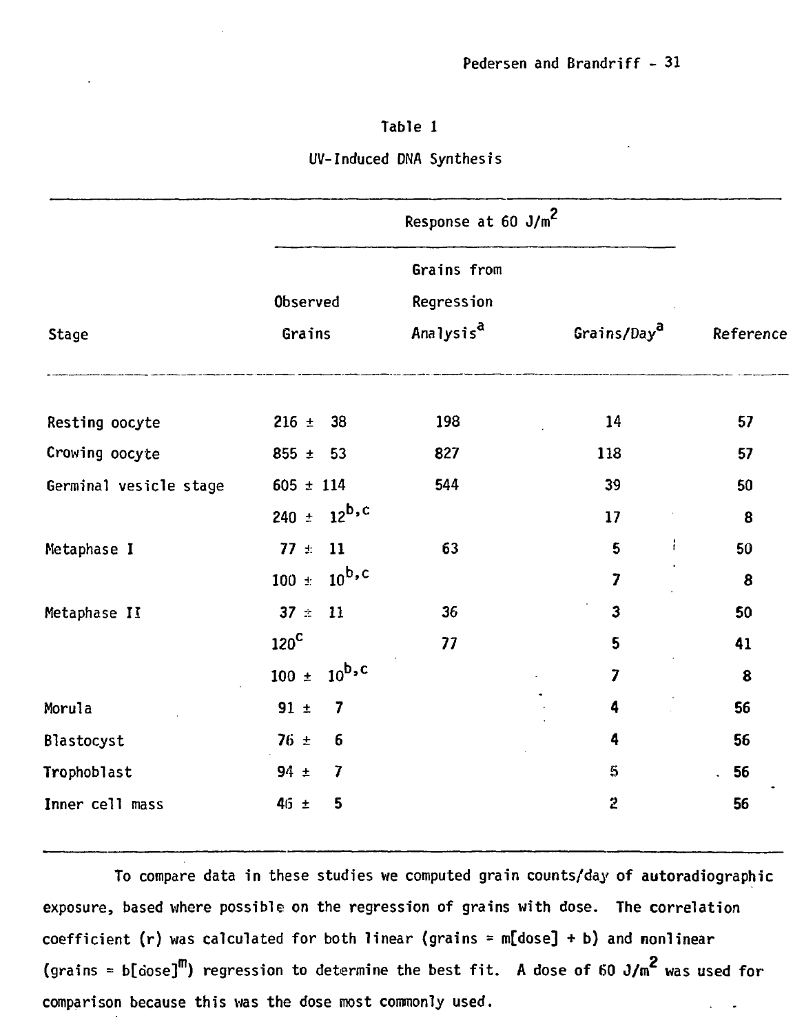Table 1

UV-Induced DNA Synthesis

| Stage | Response at 60 J/m$^2$ | | | Reference |
|---|---|---|---|---|
| | Observed Grains | Grains from Regression Analysis[a] | Grains/Day[a] | |
| Resting oocyte | 216 ± 38 | 198 | 14 | 57 |
| Crowing oocyte | 855 ± 53 | 827 | 118 | 57 |
| Germinal vesicle stage | 605 ± 114 | 544 | 39 | 50 |
| | 240 ± 12[b,c] | | 17 | 8 |
| Metaphase I | 77 ± 11 | 63 | 5 | 50 |
| | 100 ± 10[b,c] | | 7 | 8 |
| Metaphase II | 37 ± 11 | 36 | 3 | 50 |
| | 120[c] | 77 | 5 | 41 |
| | 100 ± 10[b,c] | | 7 | 8 |
| Morula | 91 ± 7 | | 4 | 56 |
| Blastocyst | 76 ± 6 | | 4 | 56 |
| Trophoblast | 94 ± 7 | | 5 | 56 |
| Inner cell mass | 46 ± 5 | | 2 | 56 |

To compare data in these studies we computed grain counts/day of autoradiographic exposure, based where possible on the regression of grains with dose. The correlation coefficient (r) was calculated for both linear (grains = m[dose] + b) and nonlinear (grains = b[dose]$^m$) regression to determine the best fit. A dose of 60 J/m$^2$ was used for comparison because this was the dose most commonly used.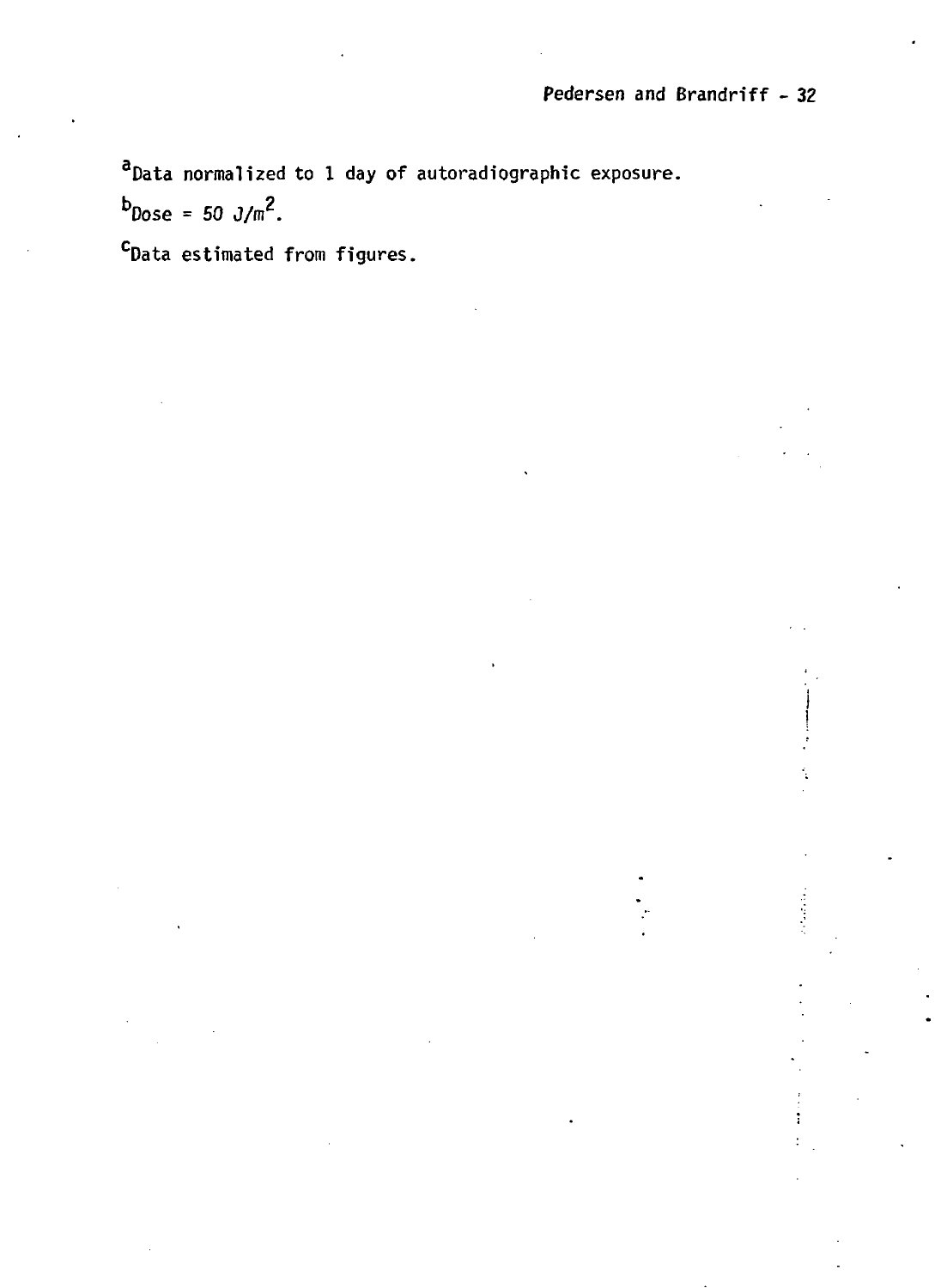[a]Data normalized to 1 day of autoradiographic exposure.

[b]Dose = 50 $J/m^2$.

[c]Data estimated from figures.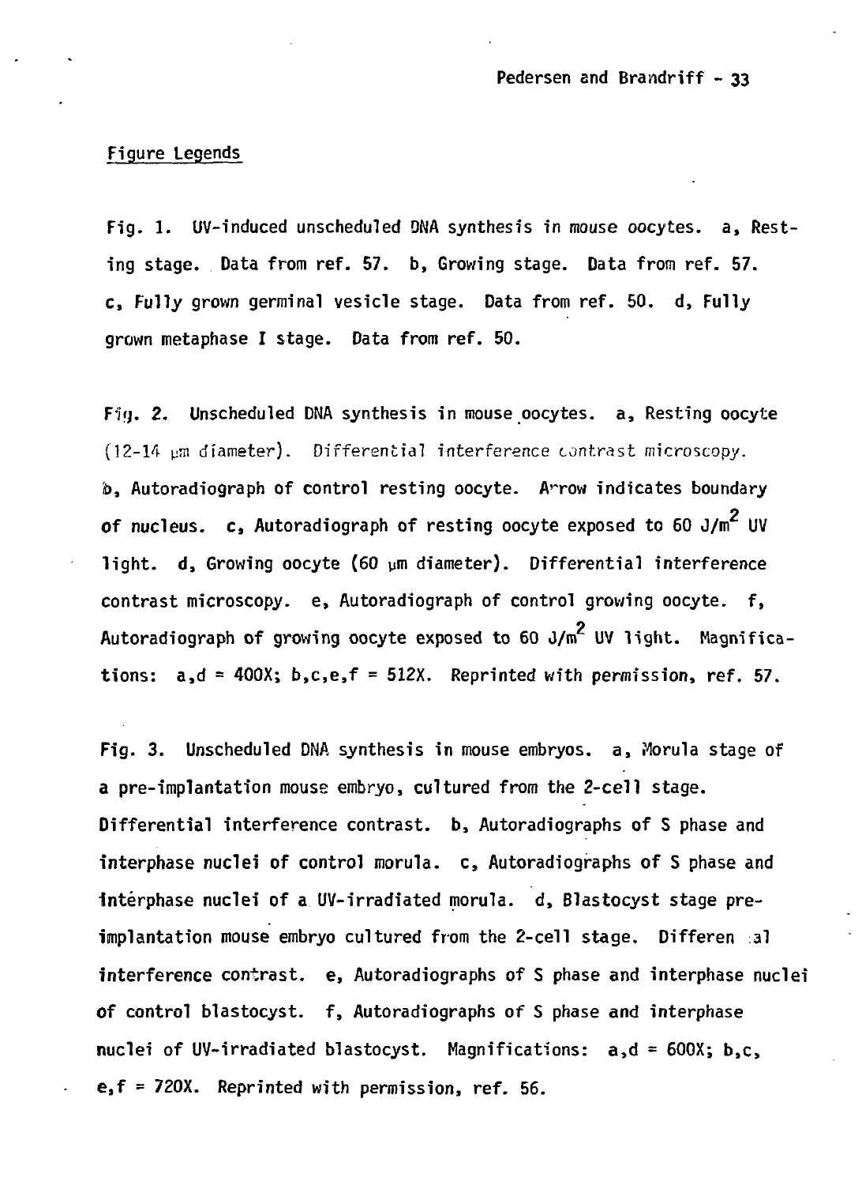Figure Legends

Fig. 1. UV-induced unscheduled DNA synthesis in mouse oocytes. a, Resting stage. Data from ref. 57. b, Growing stage. Data from ref. 57. c, Fully grown germinal vesicle stage. Data from ref. 50. d, Fully grown metaphase I stage. Data from ref. 50.

Fig. 2. Unscheduled DNA synthesis in mouse oocytes. a, Resting oocyte (12-14 μm diameter). Differential interference contrast microscopy. b, Autoradiograph of control resting oocyte. Arrow indicates boundary of nucleus. c, Autoradiograph of resting oocyte exposed to 60 $J/m^2$ UV light. d, Growing oocyte (60 μm diameter). Differential interference contrast microscopy. e, Autoradiograph of control growing oocyte. f, Autoradiograph of growing oocyte exposed to 60 $J/m^2$ UV light. Magnifications: a,d = 400X; b,c,e,f = 512X. Reprinted with permission, ref. 57.

Fig. 3. Unscheduled DNA synthesis in mouse embryos. a, Morula stage of a pre-implantation mouse embryo, cultured from the 2-cell stage. Differential interference contrast. b, Autoradiographs of S phase and interphase nuclei of control morula. c, Autoradiographs of S phase and interphase nuclei of a UV-irradiated morula. d, Blastocyst stage pre-implantation mouse embryo cultured from the 2-cell stage. Differential interference contrast. e, Autoradiographs of S phase and interphase nuclei of control blastocyst. f, Autoradiographs of S phase and interphase nuclei of UV-irradiated blastocyst. Magnifications: a,d = 600X; b,c, e,f = 720X. Reprinted with permission, ref. 56.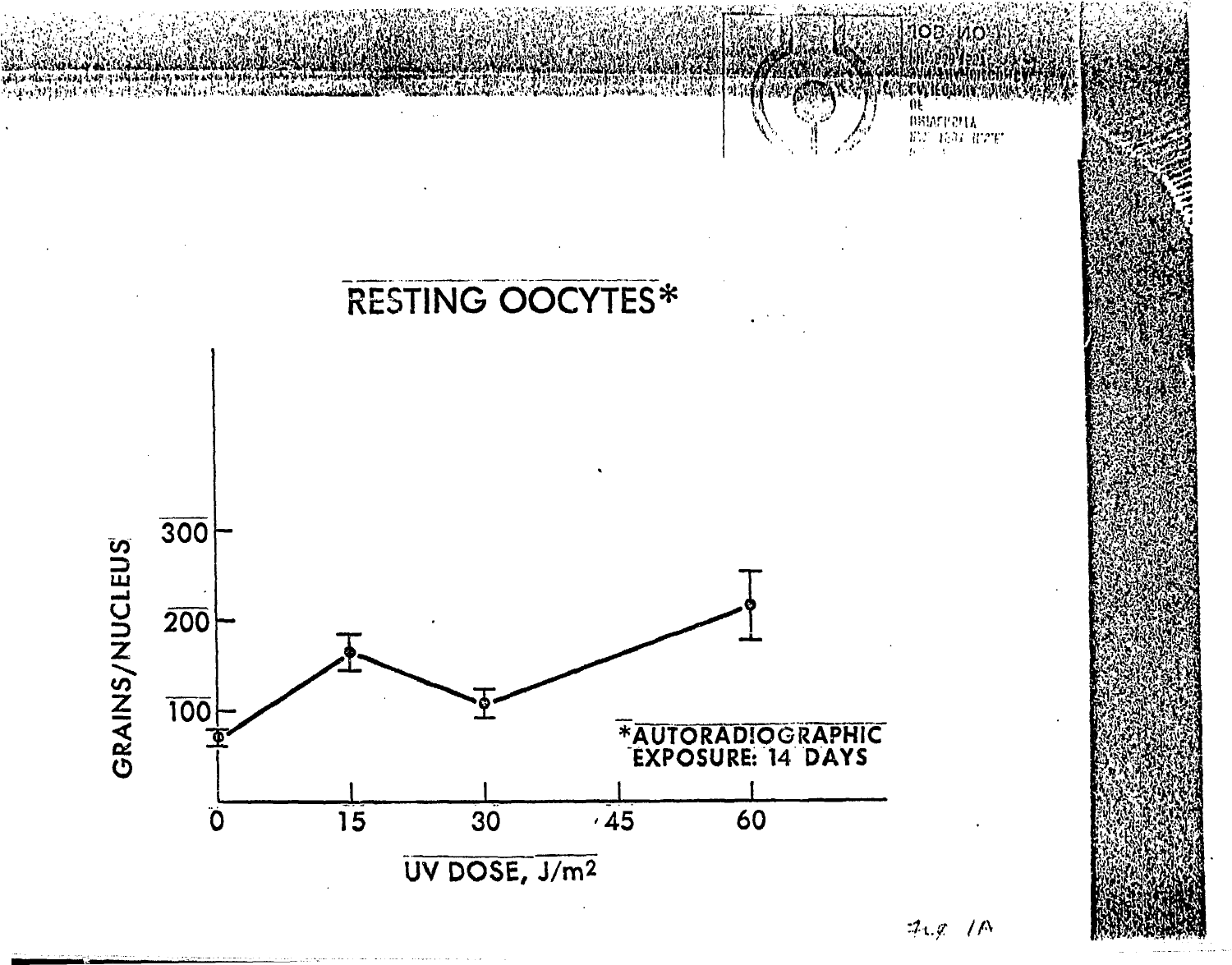# RESTING OOCYTES*

GRAINS/NUCLEUS

300

200

100

0 15 30 45 60

UV DOSE, $J/m^2$

*AUTORADIOGRAPHIC EXPOSURE: 14 DAYS

Fig 1A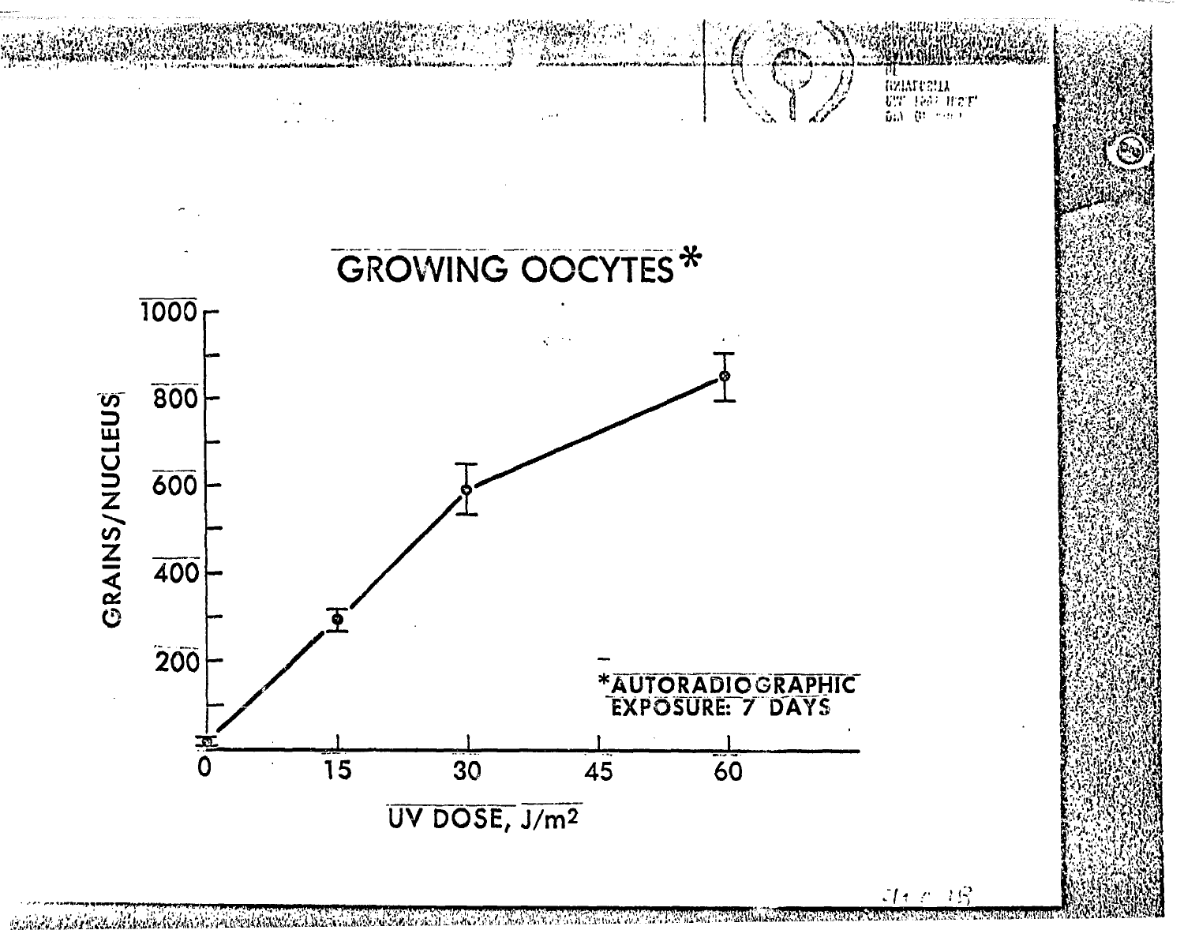# GROWING OOCYTES*

| UV DOSE, J/m² | GRAINS/NUCLEUS (approx.) |
|---|---|
| 0 | ~20 |
| 15 | ~290 |
| 30 | ~590 |
| 60 | ~850 |

*AUTORADIOGRAPHIC EXPOSURE: 7 DAYS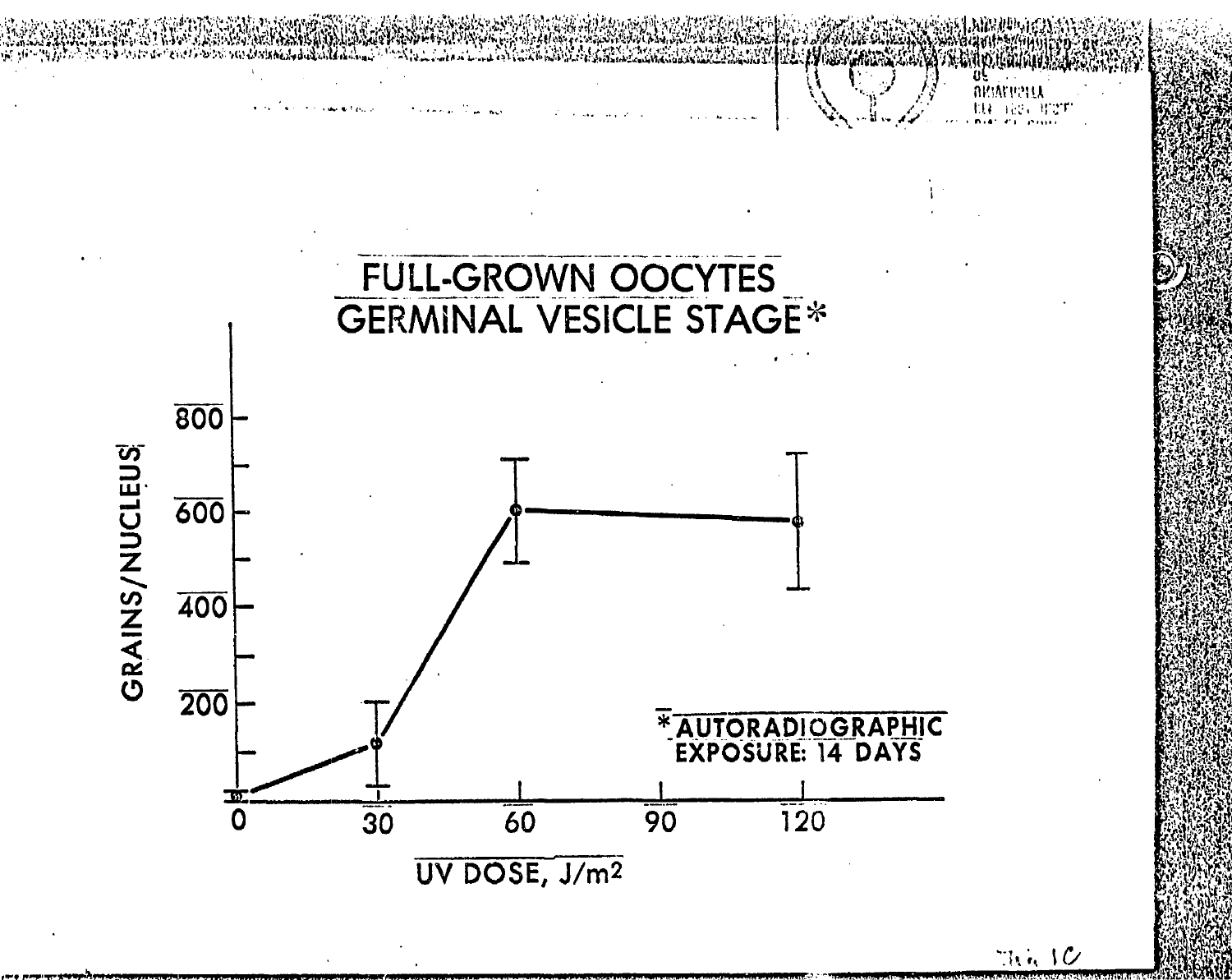FULL-GROWN OOCYTES
GERMINAL VESICLE STAGE*

GRAINS/NUCLEUS

800

600

400

200

0 30 60 90 120

UV DOSE, $J/m^2$

*AUTORADIOGRAPHIC EXPOSURE: 14 DAYS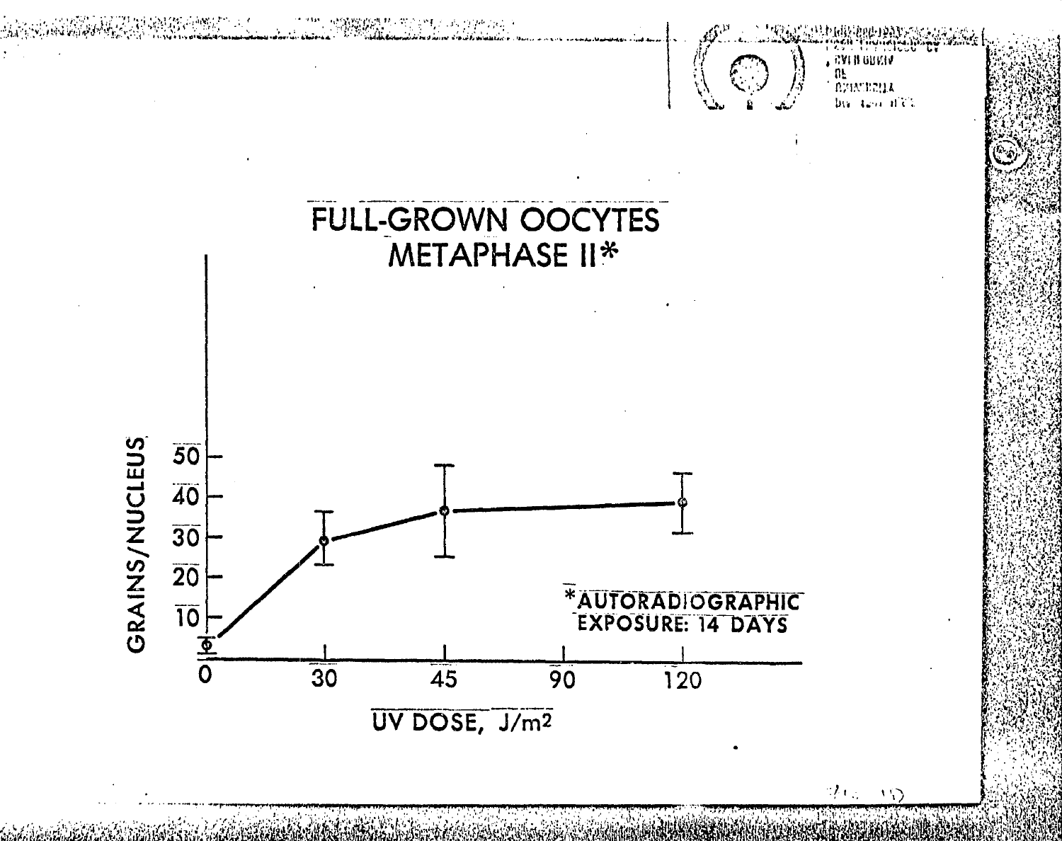# FULL-GROWN OOCYTES METAPHASE II*

GRAINS/NUCLEUS

50
40
30
20
10

0 30 45 90 120

UV DOSE, J/m²

*AUTORADIOGRAPHIC EXPOSURE: 14 DAYS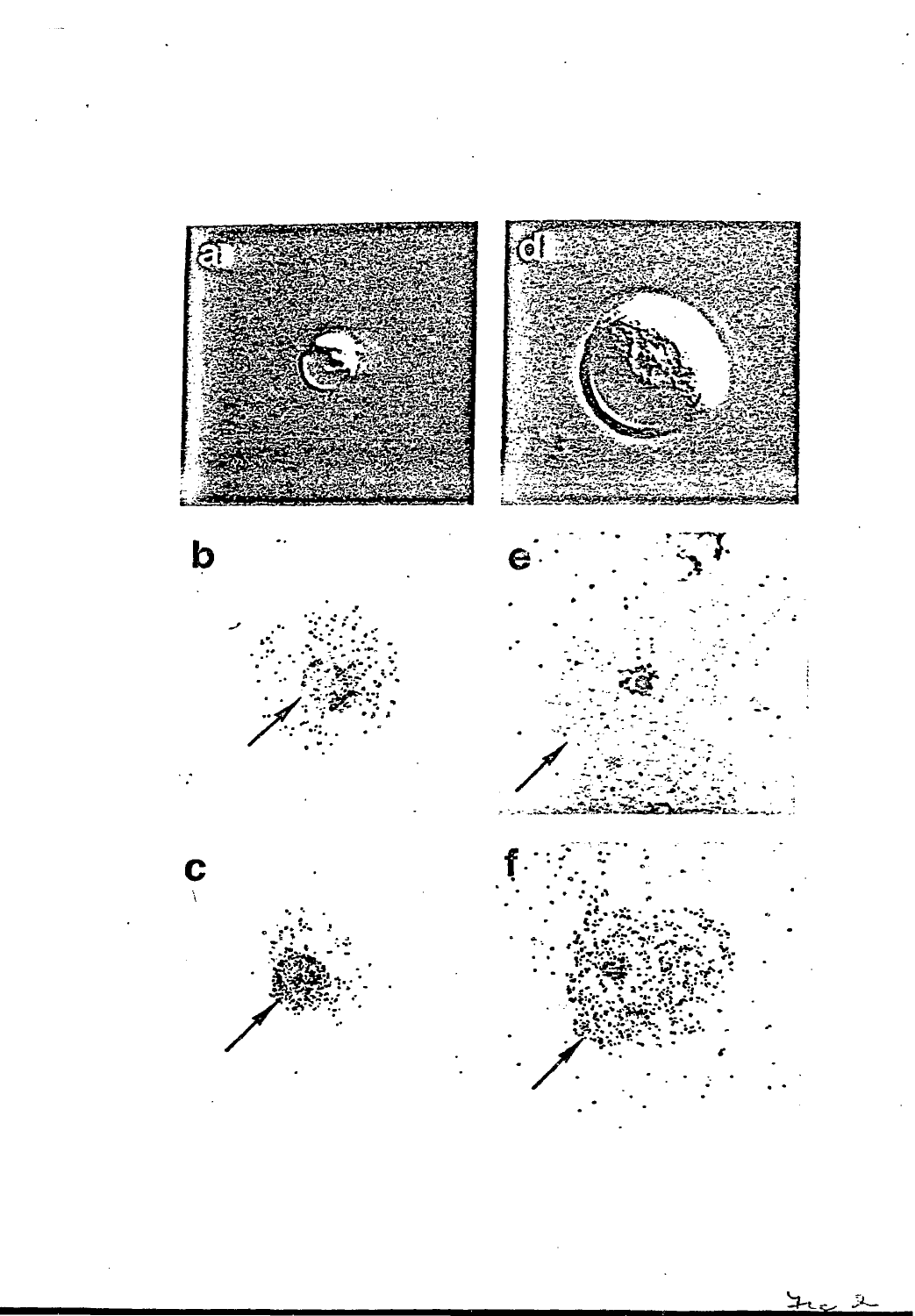Fig 2